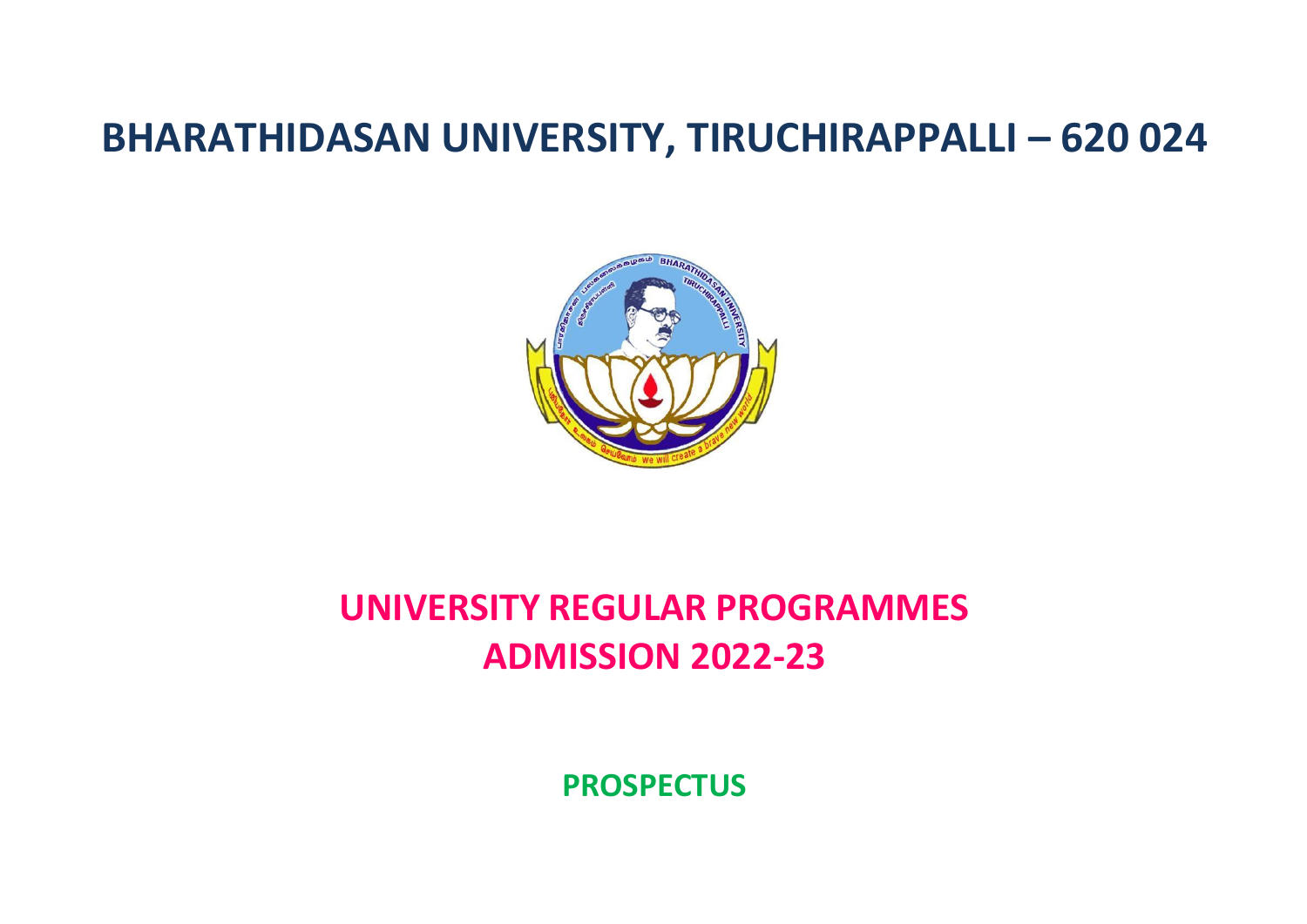# BHARATHIDASAN UNIVERSITY, TIRUCHIRAPPALLI – 620 024

## UNIVERSITY REGULAR PROGRAMMES
## ADMISSION 2022-23

**PROSPECTUS**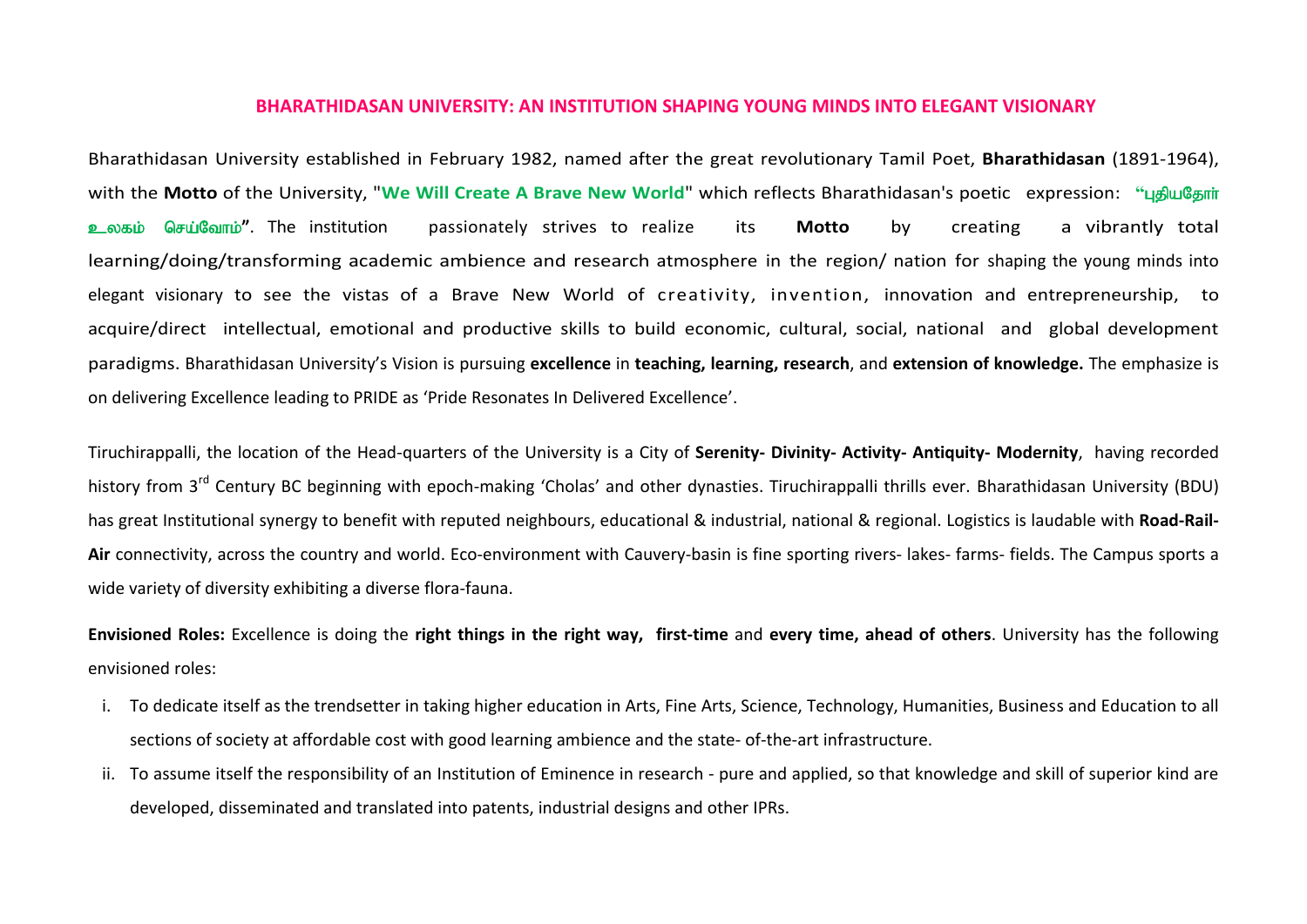## BHARATHIDASAN UNIVERSITY: AN INSTITUTION SHAPING YOUNG MINDS INTO ELEGANT VISIONARY

Bharathidasan University established in February 1982, named after the great revolutionary Tamil Poet, **Bharathidasan** (1891-1964), with the **Motto** of the University, "**We Will Create A Brave New World**" which reflects Bharathidasan's poetic expression: "**புதியதோர் உலகம் செய்வோம்**". The institution passionately strives to realize its **Motto** by creating a vibrantly total learning/doing/transforming academic ambience and research atmosphere in the region/ nation for shaping the young minds into elegant visionary to see the vistas of a Brave New World of creativity, invention, innovation and entrepreneurship, to acquire/direct intellectual, emotional and productive skills to build economic, cultural, social, national and global development paradigms. Bharathidasan University's Vision is pursuing **excellence** in **teaching, learning, research**, and **extension of knowledge.** The emphasize is on delivering Excellence leading to PRIDE as 'Pride Resonates In Delivered Excellence'.

Tiruchirappalli, the location of the Head-quarters of the University is a City of **Serenity- Divinity- Activity- Antiquity- Modernity**, having recorded history from 3rd Century BC beginning with epoch-making 'Cholas' and other dynasties. Tiruchirappalli thrills ever. Bharathidasan University (BDU) has great Institutional synergy to benefit with reputed neighbours, educational & industrial, national & regional. Logistics is laudable with **Road-Rail-Air** connectivity, across the country and world. Eco-environment with Cauvery-basin is fine sporting rivers- lakes- farms- fields. The Campus sports a wide variety of diversity exhibiting a diverse flora-fauna.

**Envisioned Roles:** Excellence is doing the **right things in the right way, first-time** and **every time, ahead of others**. University has the following envisioned roles:

i. To dedicate itself as the trendsetter in taking higher education in Arts, Fine Arts, Science, Technology, Humanities, Business and Education to all sections of society at affordable cost with good learning ambience and the state- of-the-art infrastructure.

ii. To assume itself the responsibility of an Institution of Eminence in research - pure and applied, so that knowledge and skill of superior kind are developed, disseminated and translated into patents, industrial designs and other IPRs.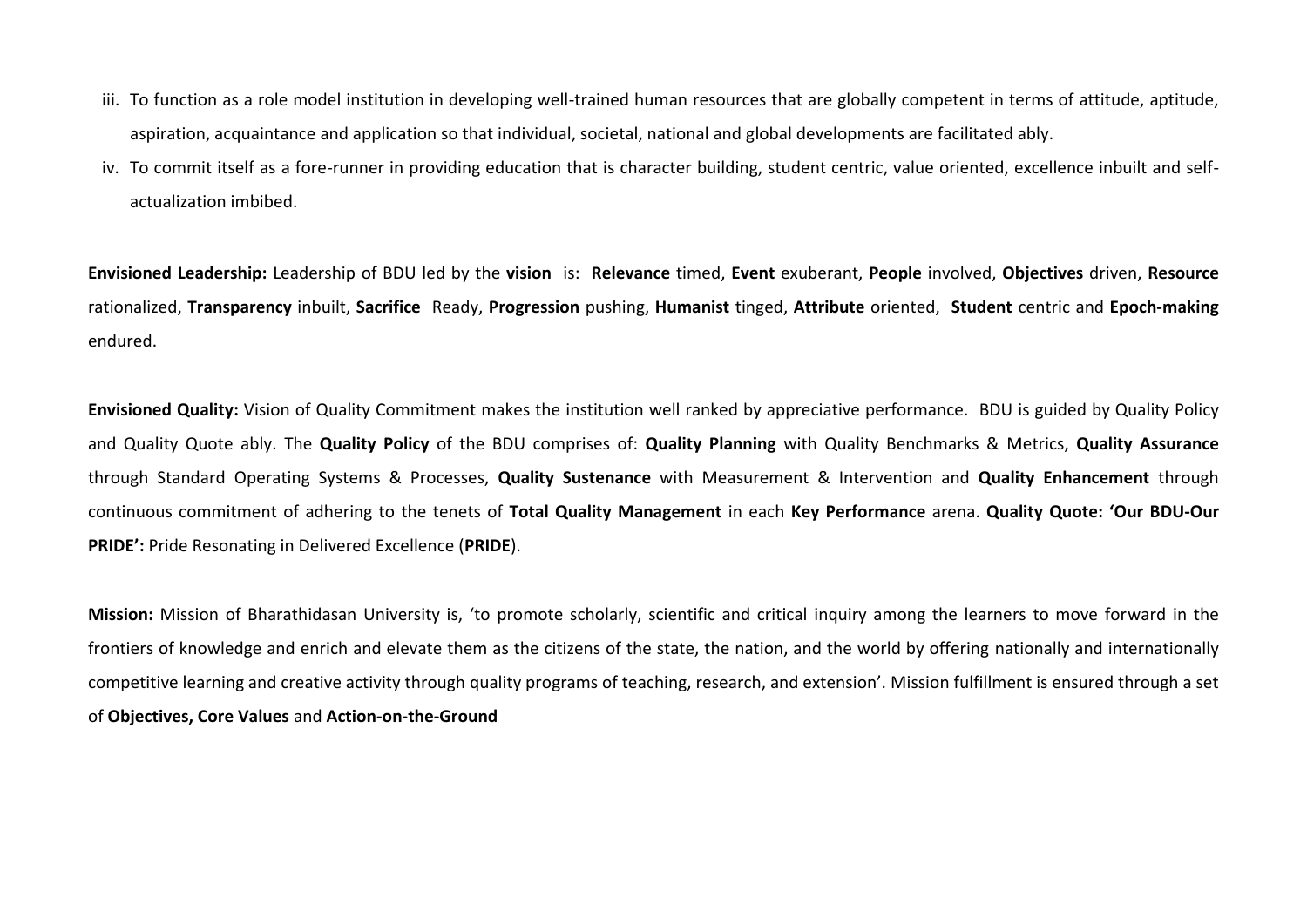iii. To function as a role model institution in developing well-trained human resources that are globally competent in terms of attitude, aptitude, aspiration, acquaintance and application so that individual, societal, national and global developments are facilitated ably.

iv. To commit itself as a fore-runner in providing education that is character building, student centric, value oriented, excellence inbuilt and self-actualization imbibed.

**Envisioned Leadership:** Leadership of BDU led by the **vision** is: **Relevance** timed, **Event** exuberant, **People** involved, **Objectives** driven, **Resource** rationalized, **Transparency** inbuilt, **Sacrifice** Ready, **Progression** pushing, **Humanist** tinged, **Attribute** oriented, **Student** centric and **Epoch-making** endured.

**Envisioned Quality:** Vision of Quality Commitment makes the institution well ranked by appreciative performance. BDU is guided by Quality Policy and Quality Quote ably. The **Quality Policy** of the BDU comprises of: **Quality Planning** with Quality Benchmarks & Metrics, **Quality Assurance** through Standard Operating Systems & Processes, **Quality Sustenance** with Measurement & Intervention and **Quality Enhancement** through continuous commitment of adhering to the tenets of **Total Quality Management** in each **Key Performance** arena. **Quality Quote: 'Our BDU-Our PRIDE':** Pride Resonating in Delivered Excellence (**PRIDE**).

**Mission:** Mission of Bharathidasan University is, 'to promote scholarly, scientific and critical inquiry among the learners to move forward in the frontiers of knowledge and enrich and elevate them as the citizens of the state, the nation, and the world by offering nationally and internationally competitive learning and creative activity through quality programs of teaching, research, and extension'. Mission fulfillment is ensured through a set of **Objectives, Core Values** and **Action-on-the-Ground**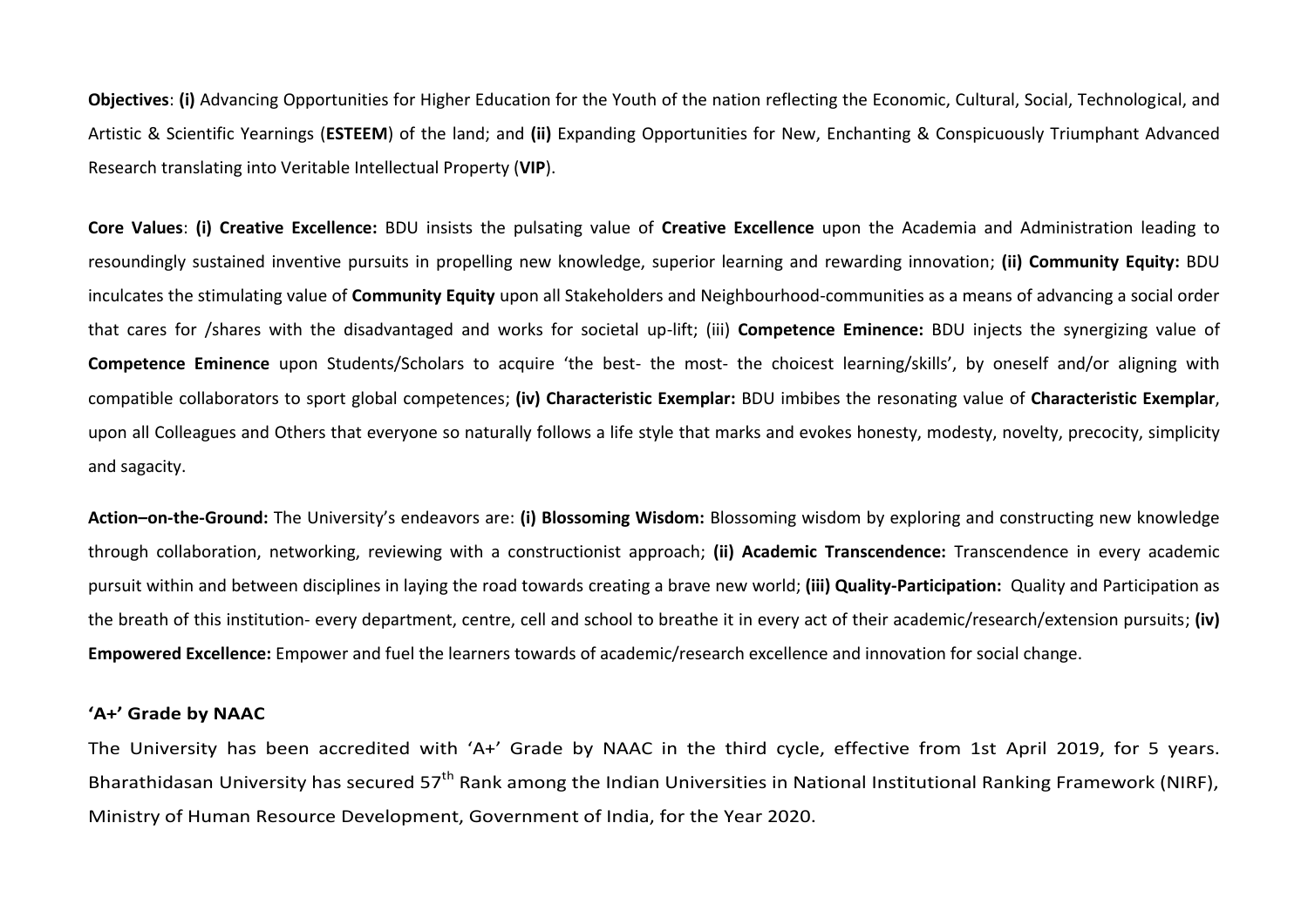**Objectives**: **(i)** Advancing Opportunities for Higher Education for the Youth of the nation reflecting the Economic, Cultural, Social, Technological, and Artistic & Scientific Yearnings (**ESTEEM**) of the land; and **(ii)** Expanding Opportunities for New, Enchanting & Conspicuously Triumphant Advanced Research translating into Veritable Intellectual Property (**VIP**).

**Core Values**: **(i) Creative Excellence:** BDU insists the pulsating value of **Creative Excellence** upon the Academia and Administration leading to resoundingly sustained inventive pursuits in propelling new knowledge, superior learning and rewarding innovation; **(ii) Community Equity:** BDU inculcates the stimulating value of **Community Equity** upon all Stakeholders and Neighbourhood-communities as a means of advancing a social order that cares for /shares with the disadvantaged and works for societal up-lift; (iii) **Competence Eminence:** BDU injects the synergizing value of **Competence Eminence** upon Students/Scholars to acquire 'the best- the most- the choicest learning/skills', by oneself and/or aligning with compatible collaborators to sport global competences; **(iv) Characteristic Exemplar:** BDU imbibes the resonating value of **Characteristic Exemplar**, upon all Colleagues and Others that everyone so naturally follows a life style that marks and evokes honesty, modesty, novelty, precocity, simplicity and sagacity.

**Action–on-the-Ground:** The University's endeavors are: **(i) Blossoming Wisdom:** Blossoming wisdom by exploring and constructing new knowledge through collaboration, networking, reviewing with a constructionist approach; **(ii) Academic Transcendence:** Transcendence in every academic pursuit within and between disciplines in laying the road towards creating a brave new world; **(iii) Quality-Participation:** Quality and Participation as the breath of this institution- every department, centre, cell and school to breathe it in every act of their academic/research/extension pursuits; **(iv) Empowered Excellence:** Empower and fuel the learners towards of academic/research excellence and innovation for social change.

**'A+' Grade by NAAC**

The University has been accredited with 'A+' Grade by NAAC in the third cycle, effective from 1st April 2019, for 5 years. Bharathidasan University has secured 57th Rank among the Indian Universities in National Institutional Ranking Framework (NIRF), Ministry of Human Resource Development, Government of India, for the Year 2020.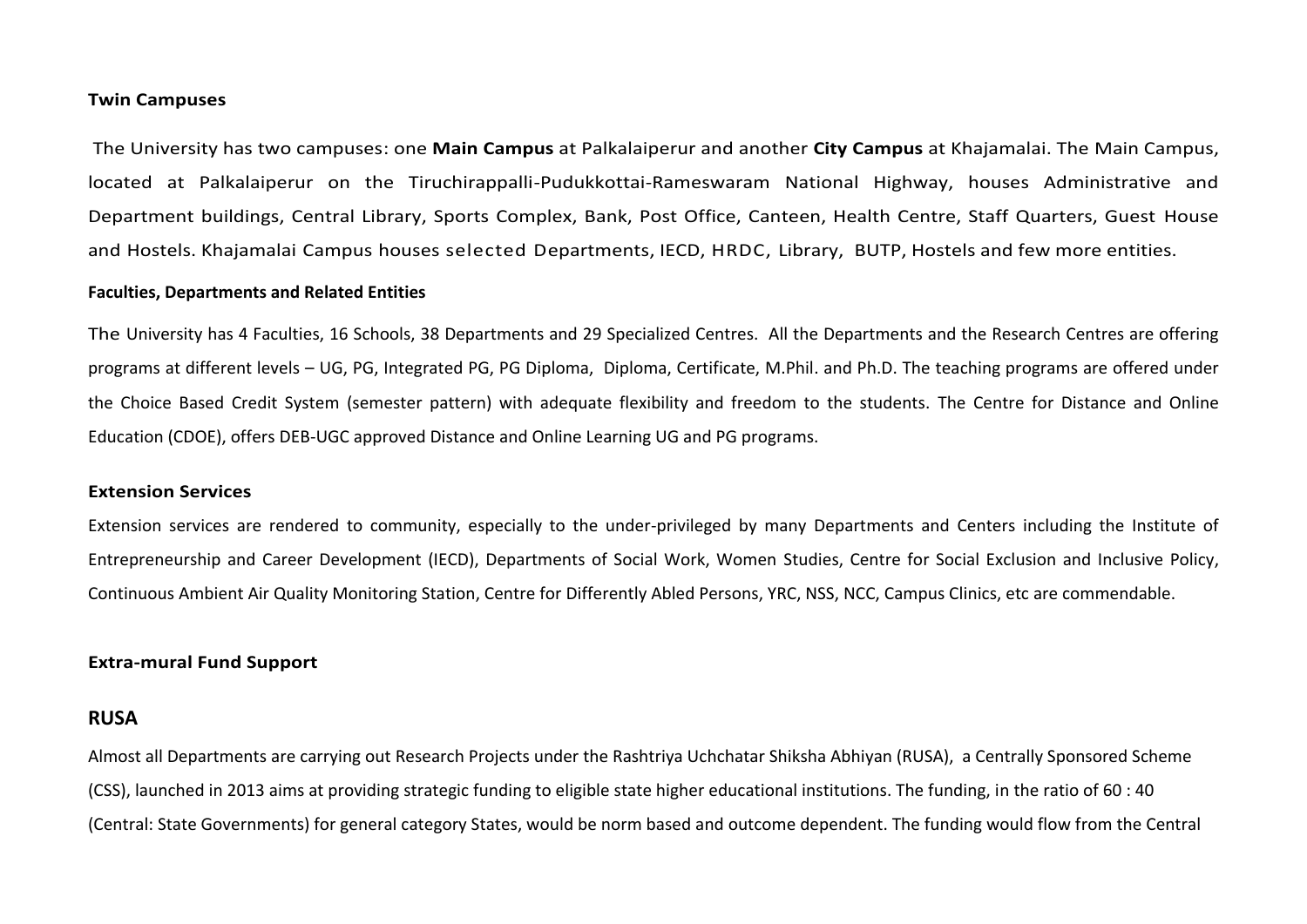### Twin Campuses

The University has two campuses: one **Main Campus** at Palkalaiperur and another **City Campus** at Khajamalai. The Main Campus, located at Palkalaiperur on the Tiruchirappalli-Pudukkottai-Rameswaram National Highway, houses Administrative and Department buildings, Central Library, Sports Complex, Bank, Post Office, Canteen, Health Centre, Staff Quarters, Guest House and Hostels. Khajamalai Campus houses selected Departments, IECD, HRDC, Library, BUTP, Hostels and few more entities.

### Faculties, Departments and Related Entities

The University has 4 Faculties, 16 Schools, 38 Departments and 29 Specialized Centres. All the Departments and the Research Centres are offering programs at different levels – UG, PG, Integrated PG, PG Diploma, Diploma, Certificate, M.Phil. and Ph.D. The teaching programs are offered under the Choice Based Credit System (semester pattern) with adequate flexibility and freedom to the students. The Centre for Distance and Online Education (CDOE), offers DEB-UGC approved Distance and Online Learning UG and PG programs.

### Extension Services

Extension services are rendered to community, especially to the under-privileged by many Departments and Centers including the Institute of Entrepreneurship and Career Development (IECD), Departments of Social Work, Women Studies, Centre for Social Exclusion and Inclusive Policy, Continuous Ambient Air Quality Monitoring Station, Centre for Differently Abled Persons, YRC, NSS, NCC, Campus Clinics, etc are commendable.

### Extra-mural Fund Support

## RUSA

Almost all Departments are carrying out Research Projects under the Rashtriya Uchchatar Shiksha Abhiyan (RUSA), a Centrally Sponsored Scheme (CSS), launched in 2013 aims at providing strategic funding to eligible state higher educational institutions. The funding, in the ratio of 60 : 40 (Central: State Governments) for general category States, would be norm based and outcome dependent. The funding would flow from the Central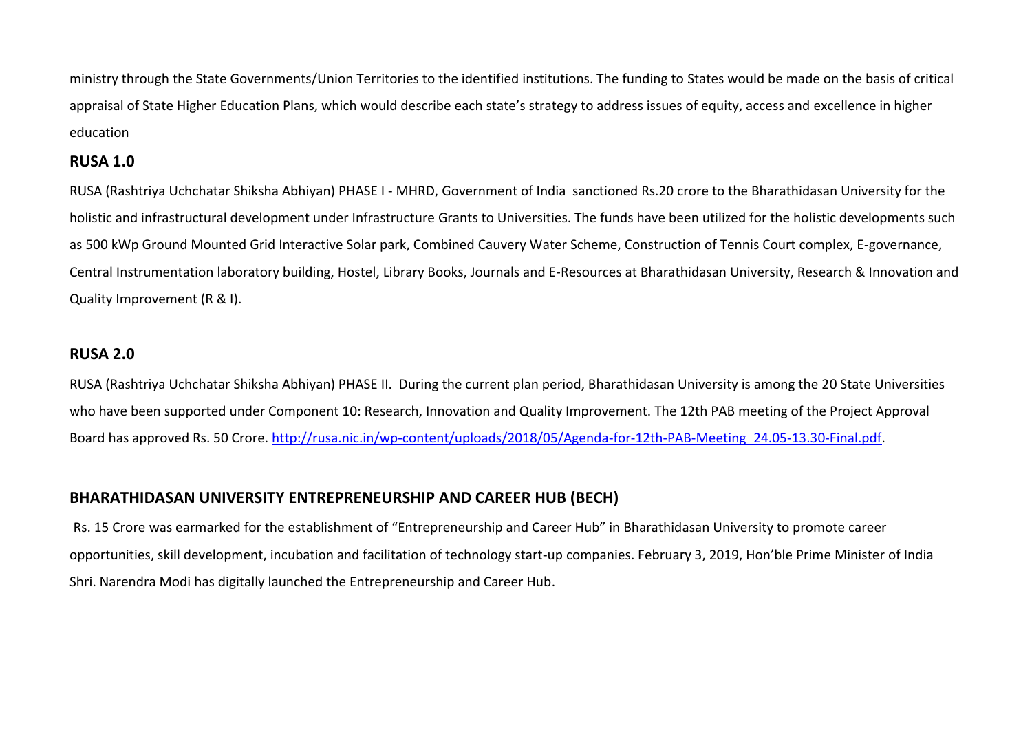ministry through the State Governments/Union Territories to the identified institutions. The funding to States would be made on the basis of critical appraisal of State Higher Education Plans, which would describe each state's strategy to address issues of equity, access and excellence in higher education

## RUSA 1.0

RUSA (Rashtriya Uchchatar Shiksha Abhiyan) PHASE I - MHRD, Government of India sanctioned Rs.20 crore to the Bharathidasan University for the holistic and infrastructural development under Infrastructure Grants to Universities. The funds have been utilized for the holistic developments such as 500 kWp Ground Mounted Grid Interactive Solar park, Combined Cauvery Water Scheme, Construction of Tennis Court complex, E-governance, Central Instrumentation laboratory building, Hostel, Library Books, Journals and E-Resources at Bharathidasan University, Research & Innovation and Quality Improvement (R & I).

## RUSA 2.0

RUSA (Rashtriya Uchchatar Shiksha Abhiyan) PHASE II. During the current plan period, Bharathidasan University is among the 20 State Universities who have been supported under Component 10: Research, Innovation and Quality Improvement. The 12th PAB meeting of the Project Approval Board has approved Rs. 50 Crore. [http://rusa.nic.in/wp-content/uploads/2018/05/Agenda-for-12th-PAB-Meeting_24.05-13.30-Final.pdf](http://rusa.nic.in/wp-content/uploads/2018/05/Agenda-for-12th-PAB-Meeting_24.05-13.30-Final.pdf).

## BHARATHIDASAN UNIVERSITY ENTREPRENEURSHIP AND CAREER HUB (BECH)

Rs. 15 Crore was earmarked for the establishment of "Entrepreneurship and Career Hub" in Bharathidasan University to promote career opportunities, skill development, incubation and facilitation of technology start-up companies. February 3, 2019, Hon'ble Prime Minister of India Shri. Narendra Modi has digitally launched the Entrepreneurship and Career Hub.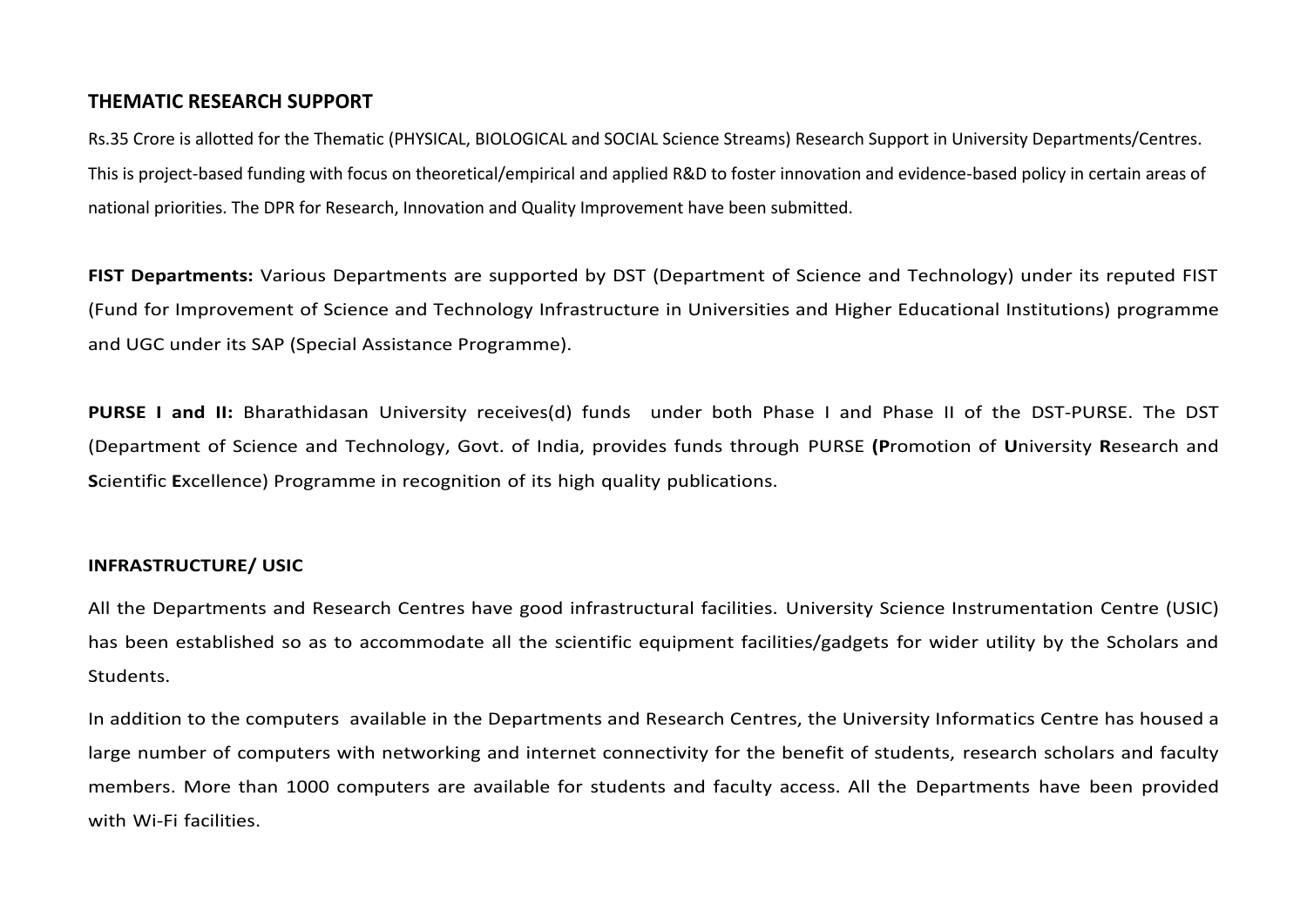## THEMATIC RESEARCH SUPPORT

Rs.35 Crore is allotted for the Thematic (PHYSICAL, BIOLOGICAL and SOCIAL Science Streams) Research Support in University Departments/Centres. This is project-based funding with focus on theoretical/empirical and applied R&D to foster innovation and evidence-based policy in certain areas of national priorities. The DPR for Research, Innovation and Quality Improvement have been submitted.

**FIST Departments:** Various Departments are supported by DST (Department of Science and Technology) under its reputed FIST (Fund for Improvement of Science and Technology Infrastructure in Universities and Higher Educational Institutions) programme and UGC under its SAP (Special Assistance Programme).

**PURSE I and II:** Bharathidasan University receives(d) funds under both Phase I and Phase II of the DST-PURSE. The DST (Department of Science and Technology, Govt. of India, provides funds through PURSE **(P**romotion of **U**niversity **R**esearch and **S**cientific **E**xcellence) Programme in recognition of its high quality publications.

### INFRASTRUCTURE/ USIC

All the Departments and Research Centres have good infrastructural facilities. University Science Instrumentation Centre (USIC) has been established so as to accommodate all the scientific equipment facilities/gadgets for wider utility by the Scholars and Students.

In addition to the computers available in the Departments and Research Centres, the University Informatics Centre has housed a large number of computers with networking and internet connectivity for the benefit of students, research scholars and faculty members. More than 1000 computers are available for students and faculty access. All the Departments have been provided with Wi-Fi facilities.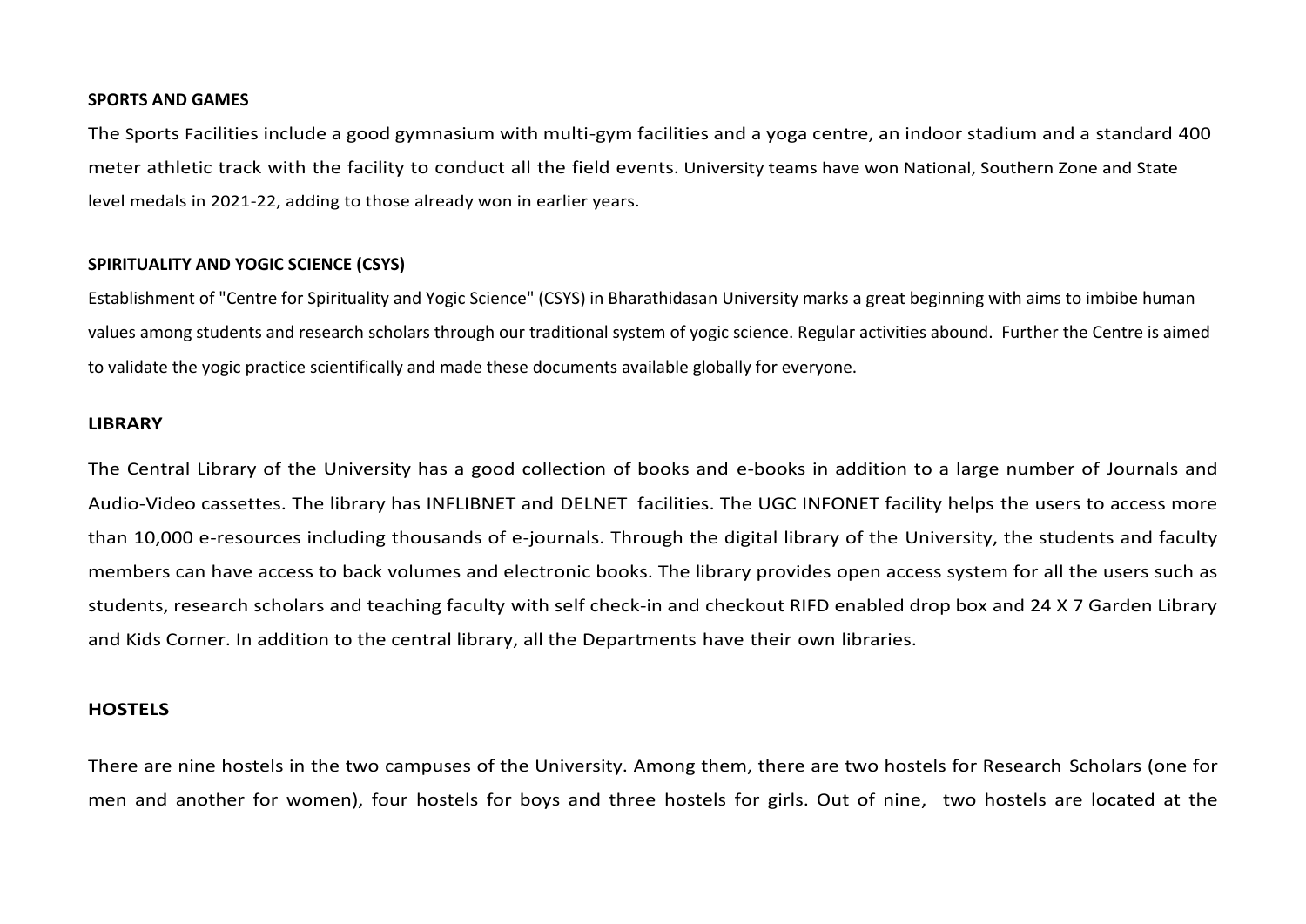**SPORTS AND GAMES**

The Sports Facilities include a good gymnasium with multi-gym facilities and a yoga centre, an indoor stadium and a standard 400 meter athletic track with the facility to conduct all the field events. University teams have won National, Southern Zone and State level medals in 2021-22, adding to those already won in earlier years.

**SPIRITUALITY AND YOGIC SCIENCE (CSYS)**

Establishment of "Centre for Spirituality and Yogic Science" (CSYS) in Bharathidasan University marks a great beginning with aims to imbibe human values among students and research scholars through our traditional system of yogic science. Regular activities abound. Further the Centre is aimed to validate the yogic practice scientifically and made these documents available globally for everyone.

**LIBRARY**

The Central Library of the University has a good collection of books and e-books in addition to a large number of Journals and Audio-Video cassettes. The library has INFLIBNET and DELNET facilities. The UGC INFONET facility helps the users to access more than 10,000 e-resources including thousands of e-journals. Through the digital library of the University, the students and faculty members can have access to back volumes and electronic books. The library provides open access system for all the users such as students, research scholars and teaching faculty with self check-in and checkout RIFD enabled drop box and 24 X 7 Garden Library and Kids Corner. In addition to the central library, all the Departments have their own libraries.

**HOSTELS**

There are nine hostels in the two campuses of the University. Among them, there are two hostels for Research Scholars (one for men and another for women), four hostels for boys and three hostels for girls. Out of nine, two hostels are located at the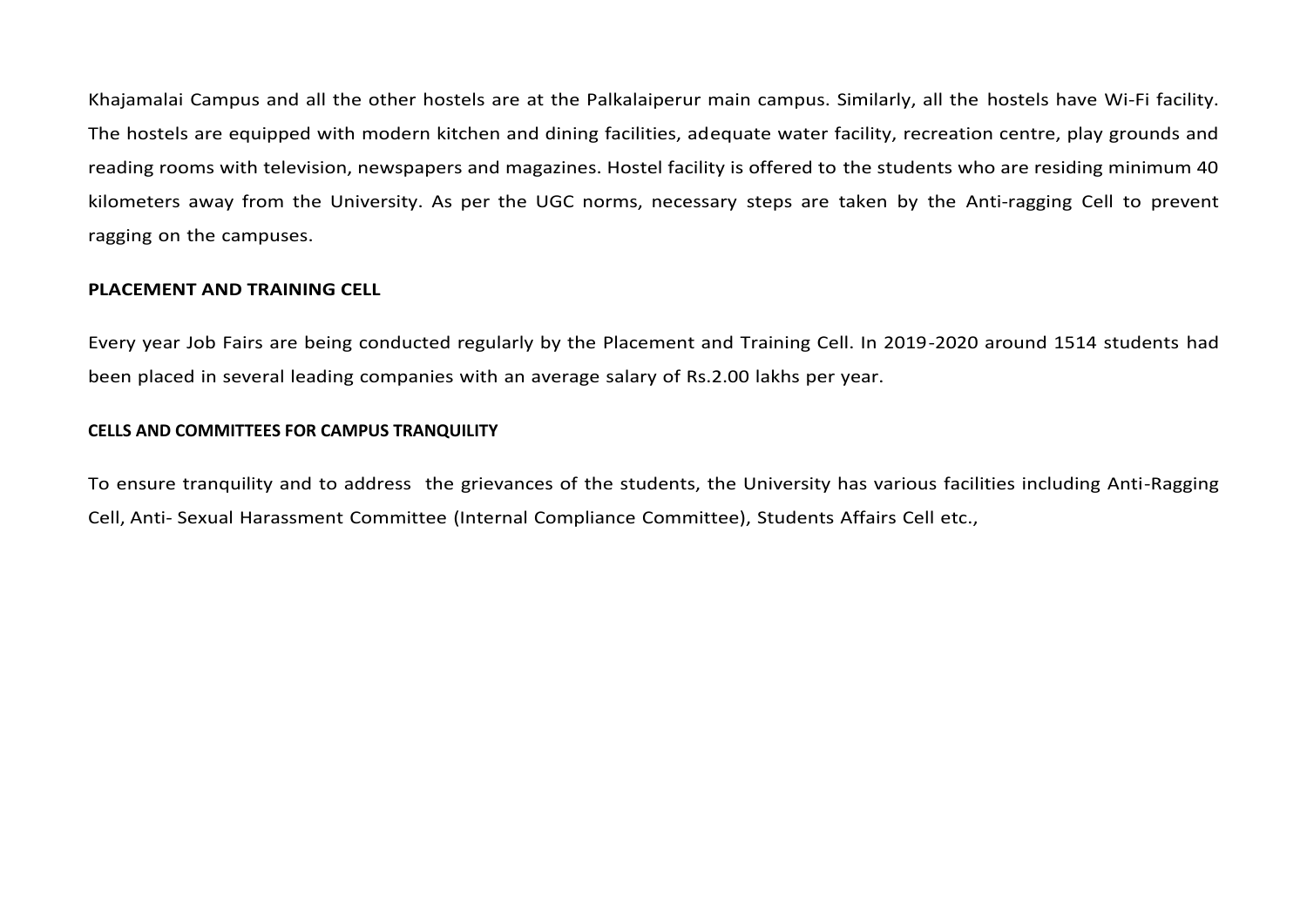Khajamalai Campus and all the other hostels are at the Palkalaiperur main campus. Similarly, all the hostels have Wi-Fi facility. The hostels are equipped with modern kitchen and dining facilities, adequate water facility, recreation centre, play grounds and reading rooms with television, newspapers and magazines. Hostel facility is offered to the students who are residing minimum 40 kilometers away from the University. As per the UGC norms, necessary steps are taken by the Anti-ragging Cell to prevent ragging on the campuses.

**PLACEMENT AND TRAINING CELL**

Every year Job Fairs are being conducted regularly by the Placement and Training Cell. In 2019-2020 around 1514 students had been placed in several leading companies with an average salary of Rs.2.00 lakhs per year.

**CELLS AND COMMITTEES FOR CAMPUS TRANQUILITY**

To ensure tranquility and to address the grievances of the students, the University has various facilities including Anti-Ragging Cell, Anti- Sexual Harassment Committee (Internal Compliance Committee), Students Affairs Cell etc.,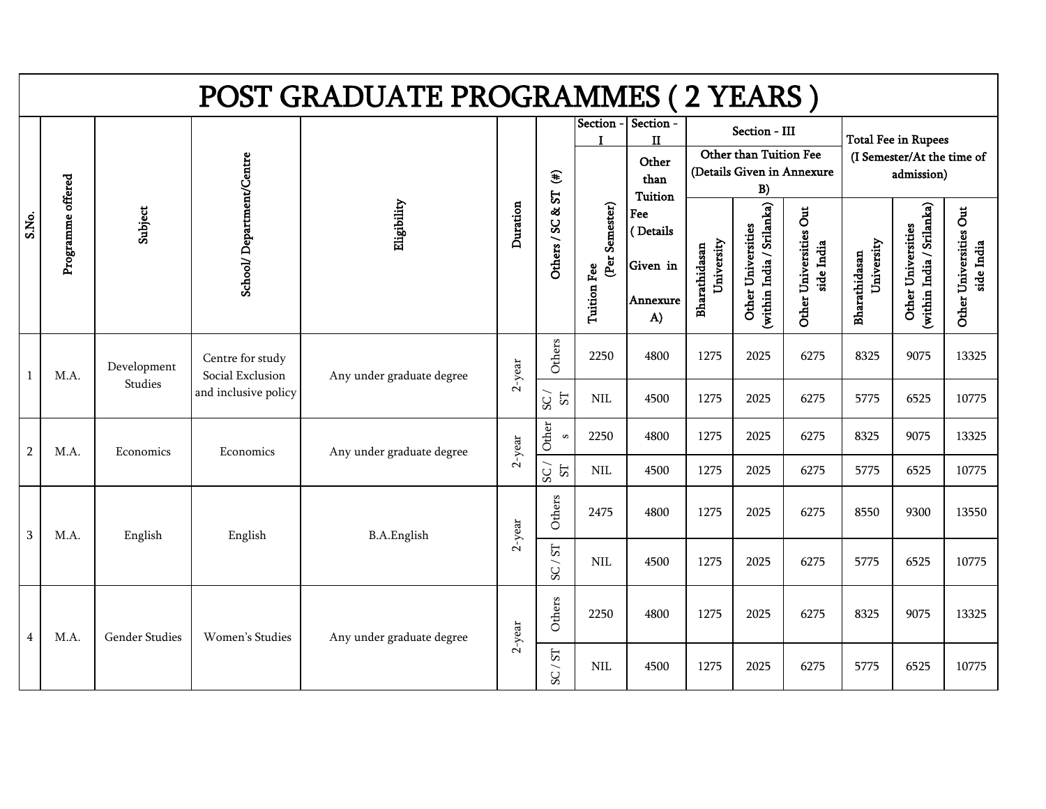# POST GRADUATE PROGRAMMES ( 2 YEARS )

| S.No. | Programme offered | Subject | School/ Department/Centre | Eligibility | Duration | Others / SC & ST (#) | Section - I | Section - II | Section - III | | | Total Fee in Rupees (I Semester/At the time of admission) | | |
|---|---|---|---|---|---|---|---|---|---|---|---|---|---|---|
| | | | | | | | Tuition Fee (Per Semester) | Other than Tuition Fee ( Details Given in Annexure A) | Other than Tuition Fee (Details Given in Annexure B) | | | | | |
| | | | | | | | | | Bharathidasan University | Other Universities (within India / Srilanka) | Other Universities Out side India | Bharathidasan University | Other Universities (within India / Srilanka) | Other Universities Out side India |
| 1 | M.A. | Development Studies | Centre for study Social Exclusion and inclusive policy | Any under graduate degree | 2-year | Others | 2250 | 4800 | 1275 | 2025 | 6275 | 8325 | 9075 | 13325 |
| | | | | | | SC / ST | NIL | 4500 | 1275 | 2025 | 6275 | 5775 | 6525 | 10775 |
| 2 | M.A. | Economics | Economics | Any under graduate degree | 2-year | Others | 2250 | 4800 | 1275 | 2025 | 6275 | 8325 | 9075 | 13325 |
| | | | | | | SC / ST | NIL | 4500 | 1275 | 2025 | 6275 | 5775 | 6525 | 10775 |
| 3 | M.A. | English | English | B.A.English | 2-year | Others | 2475 | 4800 | 1275 | 2025 | 6275 | 8550 | 9300 | 13550 |
| | | | | | | SC / ST | NIL | 4500 | 1275 | 2025 | 6275 | 5775 | 6525 | 10775 |
| 4 | M.A. | Gender Studies | Women's Studies | Any under graduate degree | 2-year | Others | 2250 | 4800 | 1275 | 2025 | 6275 | 8325 | 9075 | 13325 |
| | | | | | | SC / ST | NIL | 4500 | 1275 | 2025 | 6275 | 5775 | 6525 | 10775 |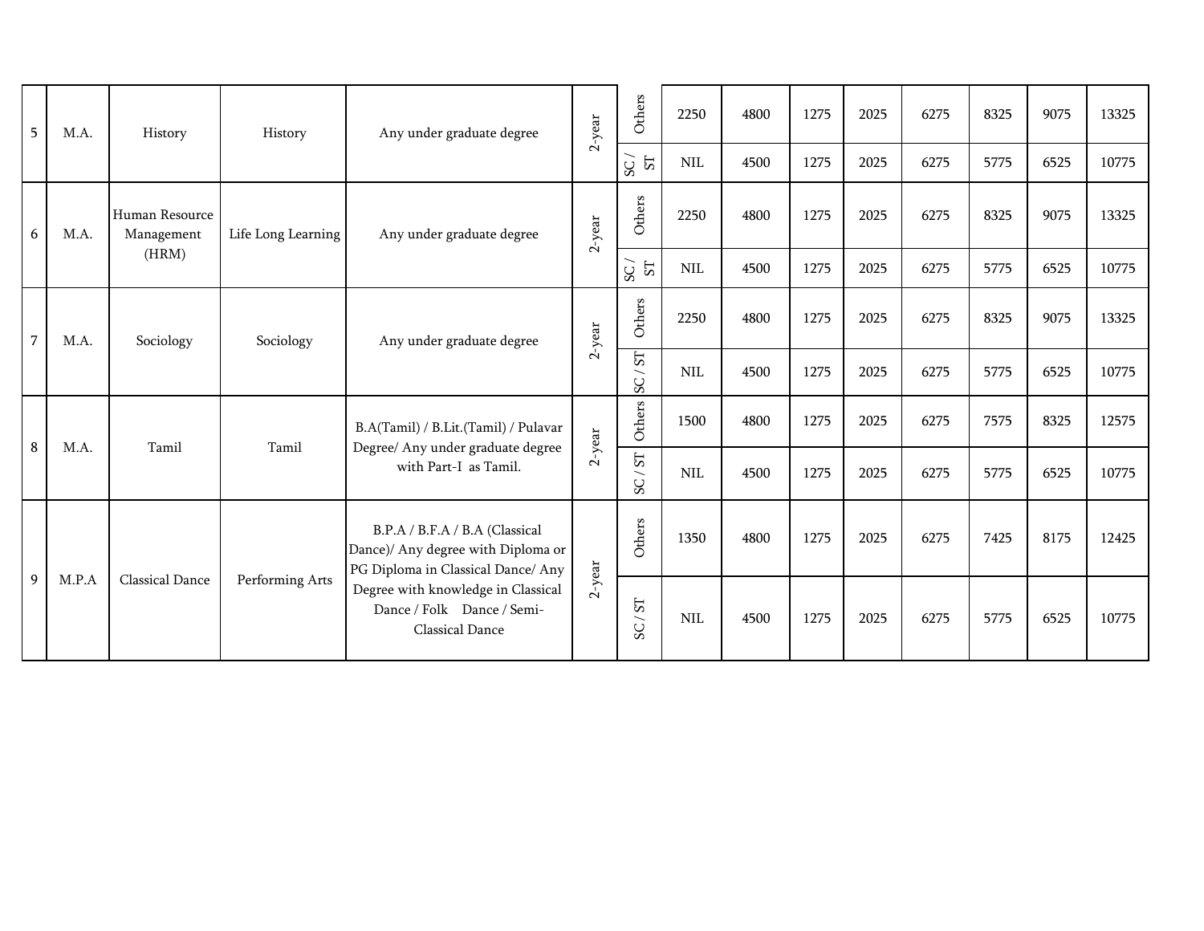| 5 | M.A. | History | History | Any under graduate degree | 2-year | Others | 2250 | 4800 | 1275 | 2025 | 6275 | 8325 | 9075 | 13325 |
|---|---|---|---|---|---|---|---|---|---|---|---|---|---|---|
| | | | | | | SC / ST | NIL | 4500 | 1275 | 2025 | 6275 | 5775 | 6525 | 10775 |
| 6 | M.A. | Human Resource Management (HRM) | Life Long Learning | Any under graduate degree | 2-year | Others | 2250 | 4800 | 1275 | 2025 | 6275 | 8325 | 9075 | 13325 |
| | | | | | | SC / ST | NIL | 4500 | 1275 | 2025 | 6275 | 5775 | 6525 | 10775 |
| 7 | M.A. | Sociology | Sociology | Any under graduate degree | 2-year | Others | 2250 | 4800 | 1275 | 2025 | 6275 | 8325 | 9075 | 13325 |
| | | | | | | SC / ST | NIL | 4500 | 1275 | 2025 | 6275 | 5775 | 6525 | 10775 |
| 8 | M.A. | Tamil | Tamil | B.A(Tamil) / B.Lit.(Tamil) / Pulavar Degree/ Any under graduate degree with Part-I as Tamil. | 2-year | Others | 1500 | 4800 | 1275 | 2025 | 6275 | 7575 | 8325 | 12575 |
| | | | | | | SC / ST | NIL | 4500 | 1275 | 2025 | 6275 | 5775 | 6525 | 10775 |
| 9 | M.P.A | Classical Dance | Performing Arts | B.P.A / B.F.A / B.A (Classical Dance)/ Any degree with Diploma or PG Diploma in Classical Dance/ Any Degree with knowledge in Classical Dance / Folk Dance / Semi-Classical Dance | 2-year | Others | 1350 | 4800 | 1275 | 2025 | 6275 | 7425 | 8175 | 12425 |
| | | | | | | SC / ST | NIL | 4500 | 1275 | 2025 | 6275 | 5775 | 6525 | 10775 |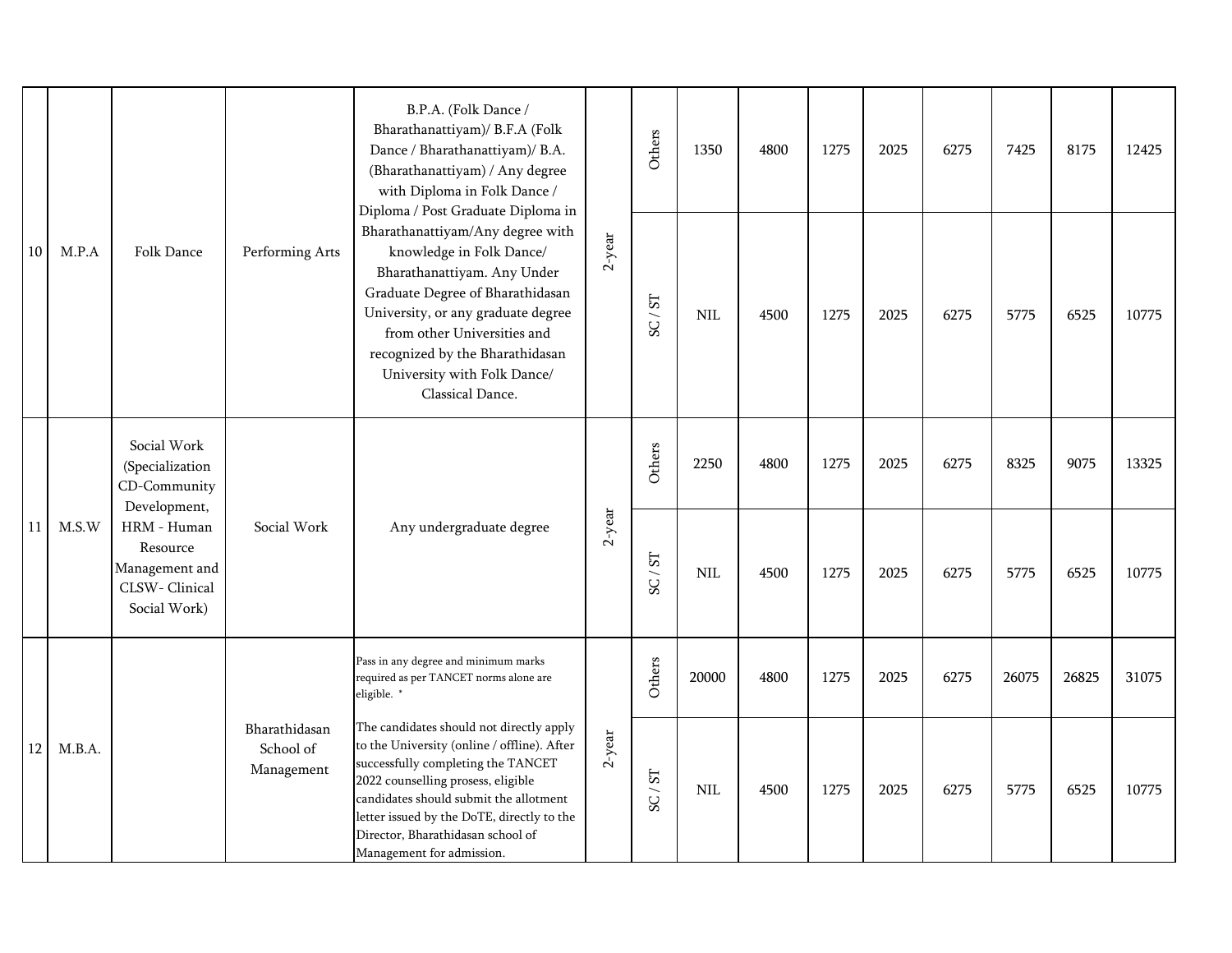| 10 | M.P.A | Folk Dance | Performing Arts | B.P.A. (Folk Dance / Bharathanattiyam)/ B.F.A (Folk Dance / Bharathanattiyam)/ B.A. (Bharathanattiyam) / Any degree with Diploma in Folk Dance / Diploma / Post Graduate Diploma in Bharathanattiyam/Any degree with knowledge in Folk Dance/ Bharathanattiyam. Any Under Graduate Degree of Bharathidasan University, or any graduate degree from other Universities and recognized by the Bharathidasan University with Folk Dance/ Classical Dance. | 2-year | Others | 1350 | 4800 | 1275 | 2025 | 6275 | 7425 | 8175 | 12425 |
|---|---|---|---|---|---|---|---|---|---|---|---|---|---|---|
| | | | | | | SC / ST | NIL | 4500 | 1275 | 2025 | 6275 | 5775 | 6525 | 10775 |
| 11 | M.S.W | Social Work (Specialization CD-Community Development, HRM - Human Resource Management and CLSW- Clinical Social Work) | Social Work | Any undergraduate degree | 2-year | Others | 2250 | 4800 | 1275 | 2025 | 6275 | 8325 | 9075 | 13325 |
| | | | | | | SC / ST | NIL | 4500 | 1275 | 2025 | 6275 | 5775 | 6525 | 10775 |
| 12 | M.B.A. | | Bharathidasan School of Management | Pass in any degree and minimum marks required as per TANCET norms alone are eligible. * The candidates should not directly apply to the University (online / offline). After successfully completing the TANCET 2022 counselling prosess, eligible candidates should submit the allotment letter issued by the DoTE, directly to the Director, Bharathidasan school of Management for admission. | 2-year | Others | 20000 | 4800 | 1275 | 2025 | 6275 | 26075 | 26825 | 31075 |
| | | | | | | SC / ST | NIL | 4500 | 1275 | 2025 | 6275 | 5775 | 6525 | 10775 |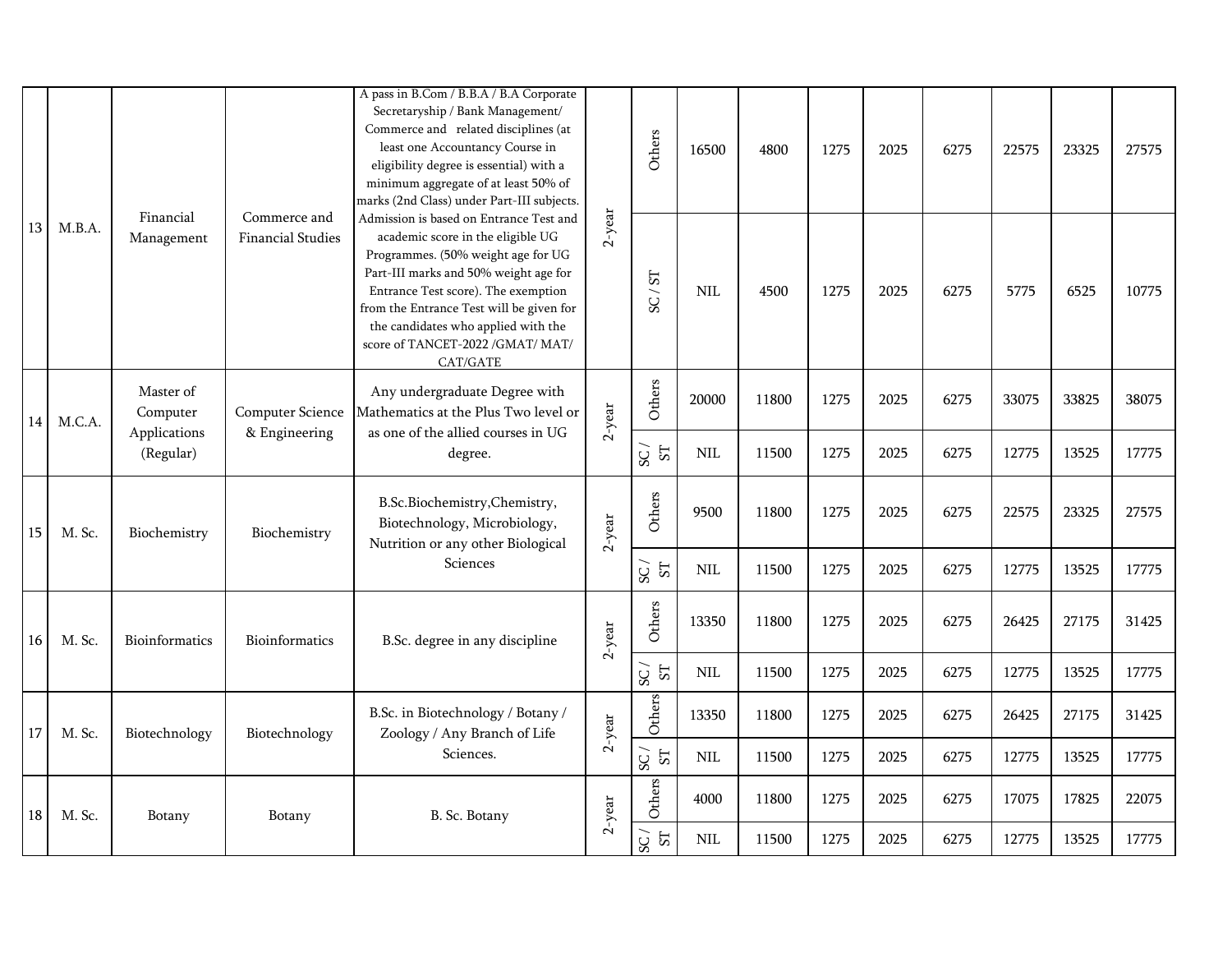| | | | | | | | | | | | | | |
|---|---|---|---|---|---|---|---|---|---|---|---|---|---|
| 13 | M.B.A. | Financial Management | Commerce and Financial Studies | A pass in B.Com / B.B.A / B.A Corporate Secretaryship / Bank Management/ Commerce and related disciplines (at least one Accountancy Course in eligibility degree is essential) with a minimum aggregate of at least 50% of marks (2nd Class) under Part-III subjects. Admission is based on Entrance Test and academic score in the eligible UG Programmes. (50% weight age for UG Part-III marks and 50% weight age for Entrance Test score). The exemption from the Entrance Test will be given for the candidates who applied with the score of TANCET-2022 /GMAT/ MAT/ CAT/GATE | 2-year | Others | 16500 | 4800 | 1275 | 2025 | 6275 | 22575 | 23325 | 27575 |
| | | | | | | SC / ST | NIL | 4500 | 1275 | 2025 | 6275 | 5775 | 6525 | 10775 |
| 14 | M.C.A. | Master of Computer Applications (Regular) | Computer Science & Engineering | Any undergraduate Degree with Mathematics at the Plus Two level or as one of the allied courses in UG degree. | 2-year | Others | 20000 | 11800 | 1275 | 2025 | 6275 | 33075 | 33825 | 38075 |
| | | | | | | SC / ST | NIL | 11500 | 1275 | 2025 | 6275 | 12775 | 13525 | 17775 |
| 15 | M. Sc. | Biochemistry | Biochemistry | B.Sc.Biochemistry,Chemistry, Biotechnology, Microbiology, Nutrition or any other Biological Sciences | 2-year | Others | 9500 | 11800 | 1275 | 2025 | 6275 | 22575 | 23325 | 27575 |
| | | | | | | SC / ST | NIL | 11500 | 1275 | 2025 | 6275 | 12775 | 13525 | 17775 |
| 16 | M. Sc. | Bioinformatics | Bioinformatics | B.Sc. degree in any discipline | 2-year | Others | 13350 | 11800 | 1275 | 2025 | 6275 | 26425 | 27175 | 31425 |
| | | | | | | SC / ST | NIL | 11500 | 1275 | 2025 | 6275 | 12775 | 13525 | 17775 |
| 17 | M. Sc. | Biotechnology | Biotechnology | B.Sc. in Biotechnology / Botany / Zoology / Any Branch of Life Sciences. | 2-year | Others | 13350 | 11800 | 1275 | 2025 | 6275 | 26425 | 27175 | 31425 |
| | | | | | | SC / ST | NIL | 11500 | 1275 | 2025 | 6275 | 12775 | 13525 | 17775 |
| 18 | M. Sc. | Botany | Botany | B. Sc. Botany | 2-year | Others | 4000 | 11800 | 1275 | 2025 | 6275 | 17075 | 17825 | 22075 |
| | | | | | | SC / ST | NIL | 11500 | 1275 | 2025 | 6275 | 12775 | 13525 | 17775 |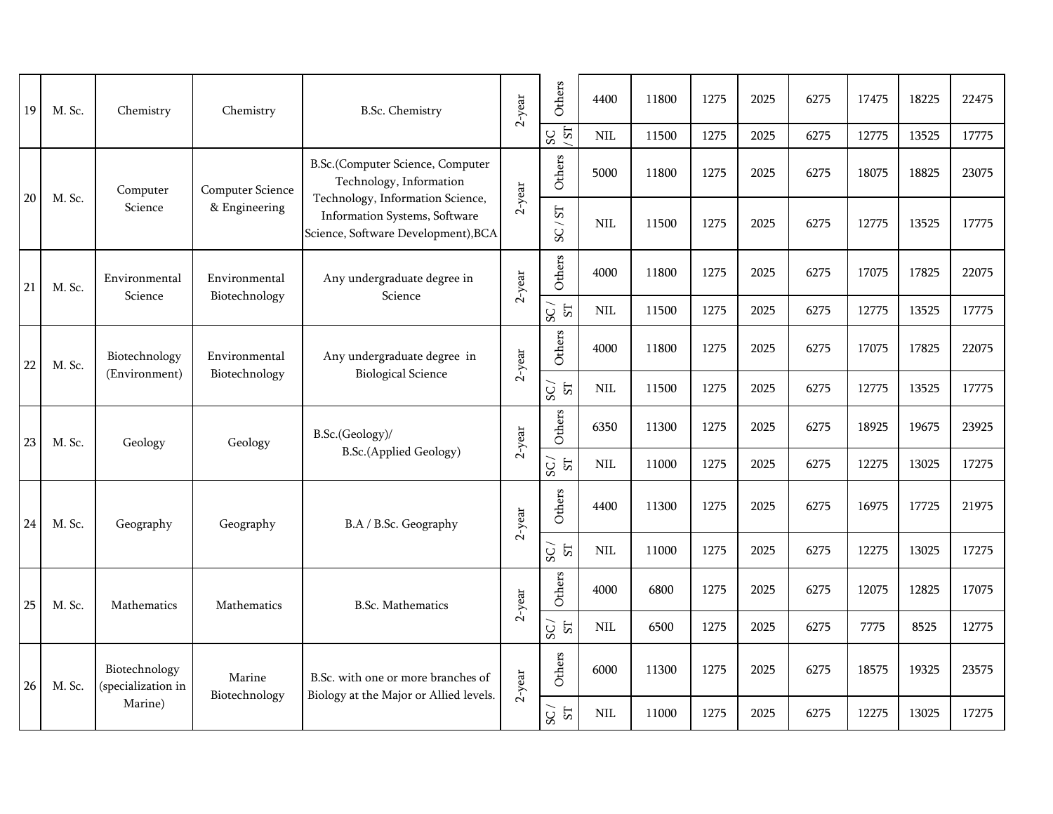| 19 | M. Sc. | Chemistry | Chemistry | B.Sc. Chemistry | 2-year | Others | 4400 | 11800 | 1275 | 2025 | 6275 | 17475 | 18225 | 22475 |
|---|---|---|---|---|---|---|---|---|---|---|---|---|---|---|
| | | | | | | SC / ST | NIL | 11500 | 1275 | 2025 | 6275 | 12775 | 13525 | 17775 |
| 20 | M. Sc. | Computer Science | Computer Science & Engineering | B.Sc.(Computer Science, Computer Technology, Information Technology, Information Science, Information Systems, Software Science, Software Development),BCA | 2-year | Others | 5000 | 11800 | 1275 | 2025 | 6275 | 18075 | 18825 | 23075 |
| | | | | | | SC / ST | NIL | 11500 | 1275 | 2025 | 6275 | 12775 | 13525 | 17775 |
| 21 | M. Sc. | Environmental Science | Environmental Biotechnology | Any undergraduate degree in Science | 2-year | Others | 4000 | 11800 | 1275 | 2025 | 6275 | 17075 | 17825 | 22075 |
| | | | | | | SC / ST | NIL | 11500 | 1275 | 2025 | 6275 | 12775 | 13525 | 17775 |
| 22 | M. Sc. | Biotechnology (Environment) | Environmental Biotechnology | Any undergraduate degree in Biological Science | 2-year | Others | 4000 | 11800 | 1275 | 2025 | 6275 | 17075 | 17825 | 22075 |
| | | | | | | SC / ST | NIL | 11500 | 1275 | 2025 | 6275 | 12775 | 13525 | 17775 |
| 23 | M. Sc. | Geology | Geology | B.Sc.(Geology)/ B.Sc.(Applied Geology) | 2-year | Others | 6350 | 11300 | 1275 | 2025 | 6275 | 18925 | 19675 | 23925 |
| | | | | | | SC / ST | NIL | 11000 | 1275 | 2025 | 6275 | 12275 | 13025 | 17275 |
| 24 | M. Sc. | Geography | Geography | B.A / B.Sc. Geography | 2-year | Others | 4400 | 11300 | 1275 | 2025 | 6275 | 16975 | 17725 | 21975 |
| | | | | | | SC / ST | NIL | 11000 | 1275 | 2025 | 6275 | 12275 | 13025 | 17275 |
| 25 | M. Sc. | Mathematics | Mathematics | B.Sc. Mathematics | 2-year | Others | 4000 | 6800 | 1275 | 2025 | 6275 | 12075 | 12825 | 17075 |
| | | | | | | SC / ST | NIL | 6500 | 1275 | 2025 | 6275 | 7775 | 8525 | 12775 |
| 26 | M. Sc. | Biotechnology (specialization in Marine) | Marine Biotechnology | B.Sc. with one or more branches of Biology at the Major or Allied levels. | 2-year | Others | 6000 | 11300 | 1275 | 2025 | 6275 | 18575 | 19325 | 23575 |
| | | | | | | SC / ST | NIL | 11000 | 1275 | 2025 | 6275 | 12275 | 13025 | 17275 |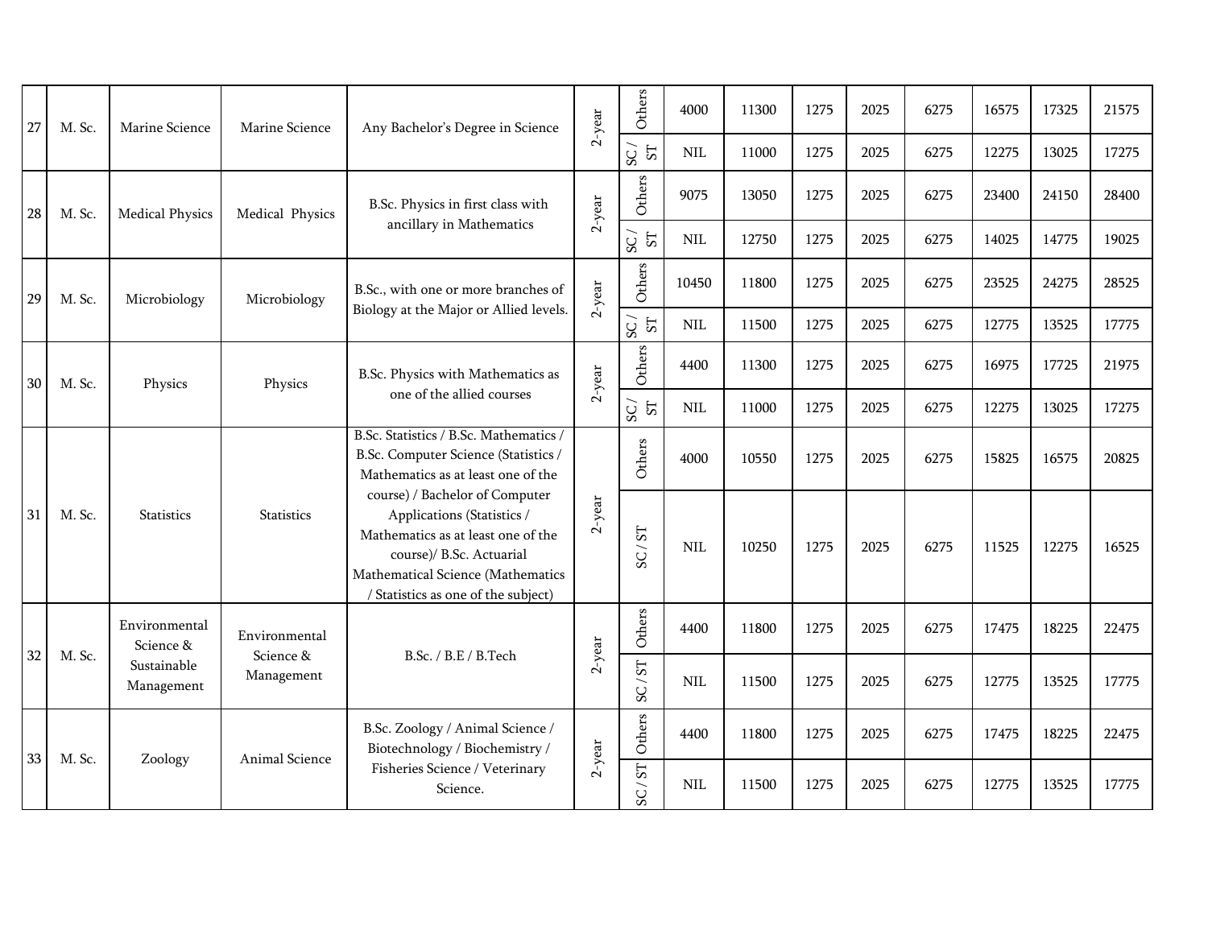| 27 | M. Sc. | Marine Science | Marine Science | Any Bachelor's Degree in Science | 2-year | Others | 4000 | 11300 | 1275 | 2025 | 6275 | 16575 | 17325 | 21575 |
|---|---|---|---|---|---|---|---|---|---|---|---|---|---|---|
| | | | | | | SC / ST | NIL | 11000 | 1275 | 2025 | 6275 | 12275 | 13025 | 17275 |
| 28 | M. Sc. | Medical Physics | Medical Physics | B.Sc. Physics in first class with ancillary in Mathematics | 2-year | Others | 9075 | 13050 | 1275 | 2025 | 6275 | 23400 | 24150 | 28400 |
| | | | | | | SC / ST | NIL | 12750 | 1275 | 2025 | 6275 | 14025 | 14775 | 19025 |
| 29 | M. Sc. | Microbiology | Microbiology | B.Sc., with one or more branches of Biology at the Major or Allied levels. | 2-year | Others | 10450 | 11800 | 1275 | 2025 | 6275 | 23525 | 24275 | 28525 |
| | | | | | | SC / ST | NIL | 11500 | 1275 | 2025 | 6275 | 12775 | 13525 | 17775 |
| 30 | M. Sc. | Physics | Physics | B.Sc. Physics with Mathematics as one of the allied courses | 2-year | Others | 4400 | 11300 | 1275 | 2025 | 6275 | 16975 | 17725 | 21975 |
| | | | | | | SC / ST | NIL | 11000 | 1275 | 2025 | 6275 | 12275 | 13025 | 17275 |
| 31 | M. Sc. | Statistics | Statistics | B.Sc. Statistics / B.Sc. Mathematics / B.Sc. Computer Science (Statistics / Mathematics as at least one of the course) / Bachelor of Computer Applications (Statistics / Mathematics as at least one of the course)/ B.Sc. Actuarial Mathematical Science (Mathematics / Statistics as one of the subject) | 2-year | Others | 4000 | 10550 | 1275 | 2025 | 6275 | 15825 | 16575 | 20825 |
| | | | | | | SC / ST | NIL | 10250 | 1275 | 2025 | 6275 | 11525 | 12275 | 16525 |
| 32 | M. Sc. | Environmental Science & Sustainable Management | Environmental Science & Management | B.Sc. / B.E / B.Tech | 2-year | Others | 4400 | 11800 | 1275 | 2025 | 6275 | 17475 | 18225 | 22475 |
| | | | | | | SC / ST | NIL | 11500 | 1275 | 2025 | 6275 | 12775 | 13525 | 17775 |
| 33 | M. Sc. | Zoology | Animal Science | B.Sc. Zoology / Animal Science / Biotechnology / Biochemistry / Fisheries Science / Veterinary Science. | 2-year | Others | 4400 | 11800 | 1275 | 2025 | 6275 | 17475 | 18225 | 22475 |
| | | | | | | SC / ST | NIL | 11500 | 1275 | 2025 | 6275 | 12775 | 13525 | 17775 |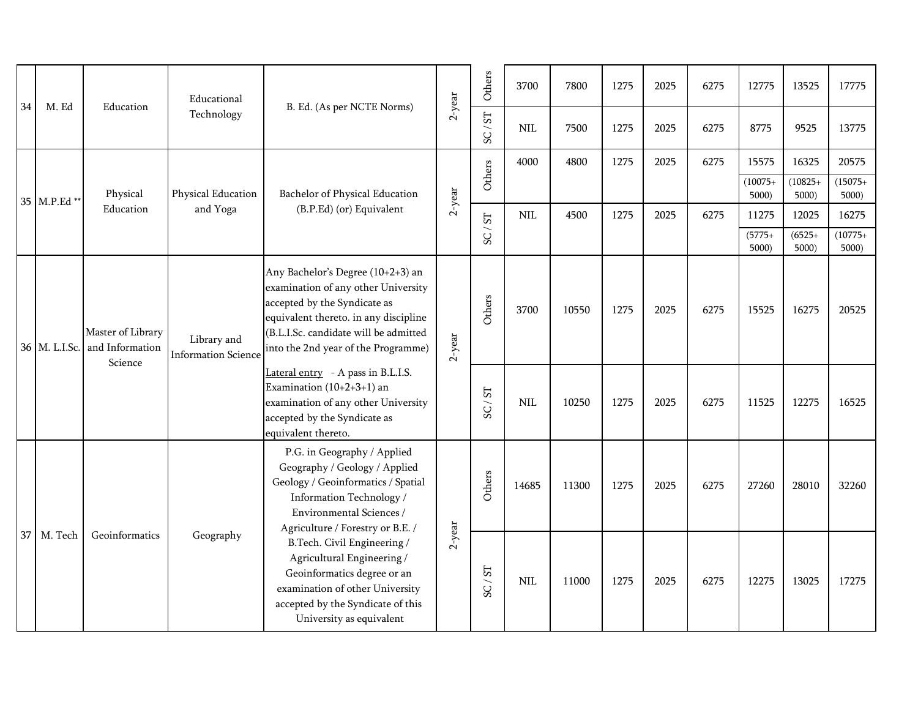| 34 | M. Ed | Education | Educational Technology | B. Ed. (As per NCTE Norms) | 2-year | Others | 3700 | 7800 | 1275 | 2025 | 6275 | 12775 | 13525 | 17775 |
|---|---|---|---|---|---|---|---|---|---|---|---|---|---|---|
| | | | | | | SC / ST | NIL | 7500 | 1275 | 2025 | 6275 | 8775 | 9525 | 13775 |
| 35 | M.P.Ed ** | Physical Education | Physical Education and Yoga | Bachelor of Physical Education (B.P.Ed) (or) Equivalent | 2-year | Others | 4000 | 4800 | 1275 | 2025 | 6275 | 15575 (10075+ 5000) | 16325 (10825+ 5000) | 20575 (15075+ 5000) |
| | | | | | | SC / ST | NIL | 4500 | 1275 | 2025 | 6275 | 11275 (5775+ 5000) | 12025 (6525+ 5000) | 16275 (10775+ 5000) |
| 36 | M. L.I.Sc. | Master of Library and Information Science | Library and Information Science | Any Bachelor's Degree (10+2+3) an examination of any other University accepted by the Syndicate as equivalent thereto. in any discipline (B.L.I.Sc. candidate will be admitted into the 2nd year of the Programme) Lateral entry - A pass in B.L.I.S. Examination (10+2+3+1) an examination of any other University accepted by the Syndicate as equivalent thereto. | 2-year | Others | 3700 | 10550 | 1275 | 2025 | 6275 | 15525 | 16275 | 20525 |
| | | | | | | SC / ST | NIL | 10250 | 1275 | 2025 | 6275 | 11525 | 12275 | 16525 |
| 37 | M. Tech | Geoinformatics | Geography | P.G. in Geography / Applied Geography / Geology / Applied Geology / Geoinformatics / Spatial Information Technology / Environmental Sciences / Agriculture / Forestry or B.E. / B.Tech. Civil Engineering / Agricultural Engineering / Geoinformatics degree or an examination of other University accepted by the Syndicate of this University as equivalent | 2-year | Others | 14685 | 11300 | 1275 | 2025 | 6275 | 27260 | 28010 | 32260 |
| | | | | | | SC / ST | NIL | 11000 | 1275 | 2025 | 6275 | 12275 | 13025 | 17275 |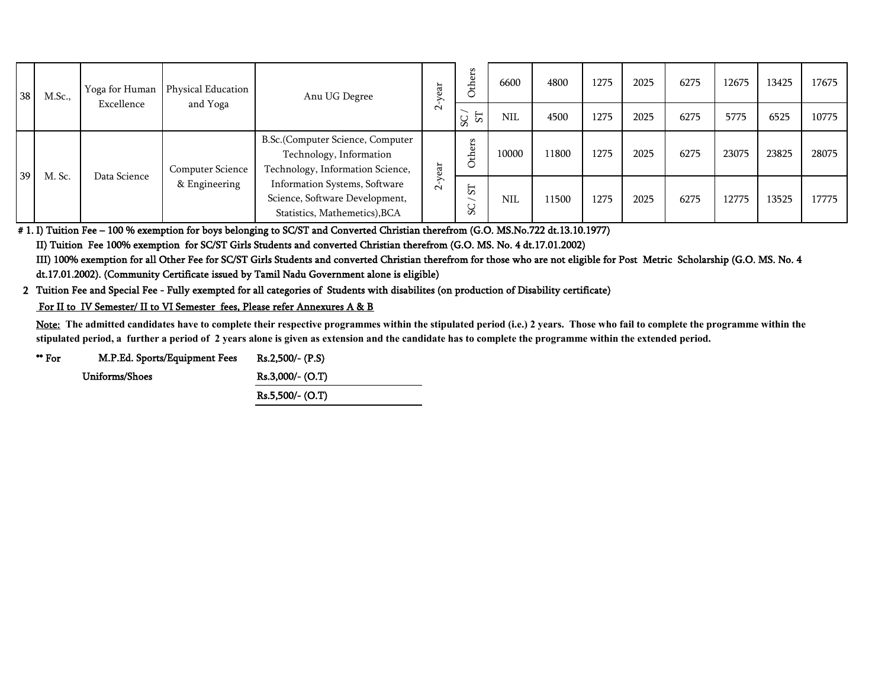| | | | | | | | | | | | | | | |
|---|---|---|---|---|---|---|---|---|---|---|---|---|---|---|
| 38 | M.Sc., | Yoga for Human Excellence | Physical Education and Yoga | Anu UG Degree | 2-year | Others | 6600 | 4800 | 1275 | 2025 | 6275 | 12675 | 13425 | 17675 |
| | | | | | | SC / ST | NIL | 4500 | 1275 | 2025 | 6275 | 5775 | 6525 | 10775 |
| 39 | M. Sc. | Data Science | Computer Science & Engineering | B.Sc.(Computer Science, Computer Technology, Information Technology, Information Science, Information Systems, Software Science, Software Development, Statistics, Mathemetics),BCA | 2-year | Others | 10000 | 11800 | 1275 | 2025 | 6275 | 23075 | 23825 | 28075 |
| | | | | | | SC / ST | NIL | 11500 | 1275 | 2025 | 6275 | 12775 | 13525 | 17775 |

# 1. I) Tuition Fee – 100 % exemption for boys belonging to SC/ST and Converted Christian therefrom (G.O. MS.No.722 dt.13.10.1977)

II) Tuition Fee 100% exemption for SC/ST Girls Students and converted Christian therefrom (G.O. MS. No. 4 dt.17.01.2002)

III) 100% exemption for all Other Fee for SC/ST Girls Students and converted Christian therefrom for those who are not eligible for Post Metric Scholarship (G.O. MS. No. 4 dt.17.01.2002). (Community Certificate issued by Tamil Nadu Government alone is eligible)

2 Tuition Fee and Special Fee - Fully exempted for all categories of Students with disabilites (on production of Disability certificate)

For II to IV Semester/ II to VI Semester fees, Please refer Annexures A & B

**Note: The admitted candidates have to complete their respective programmes within the stipulated period (i.e.) 2 years. Those who fail to complete the programme within the stipulated period, a further a period of 2 years alone is given as extension and the candidate has to complete the programme within the extended period.**

| ** For | M.P.Ed. Sports/Equipment Fees | Rs.2,500/- (P.S) |
|---|---|---|
| | Uniforms/Shoes | Rs.3,000/- (O.T) |
| | | Rs.5,500/- (O.T) |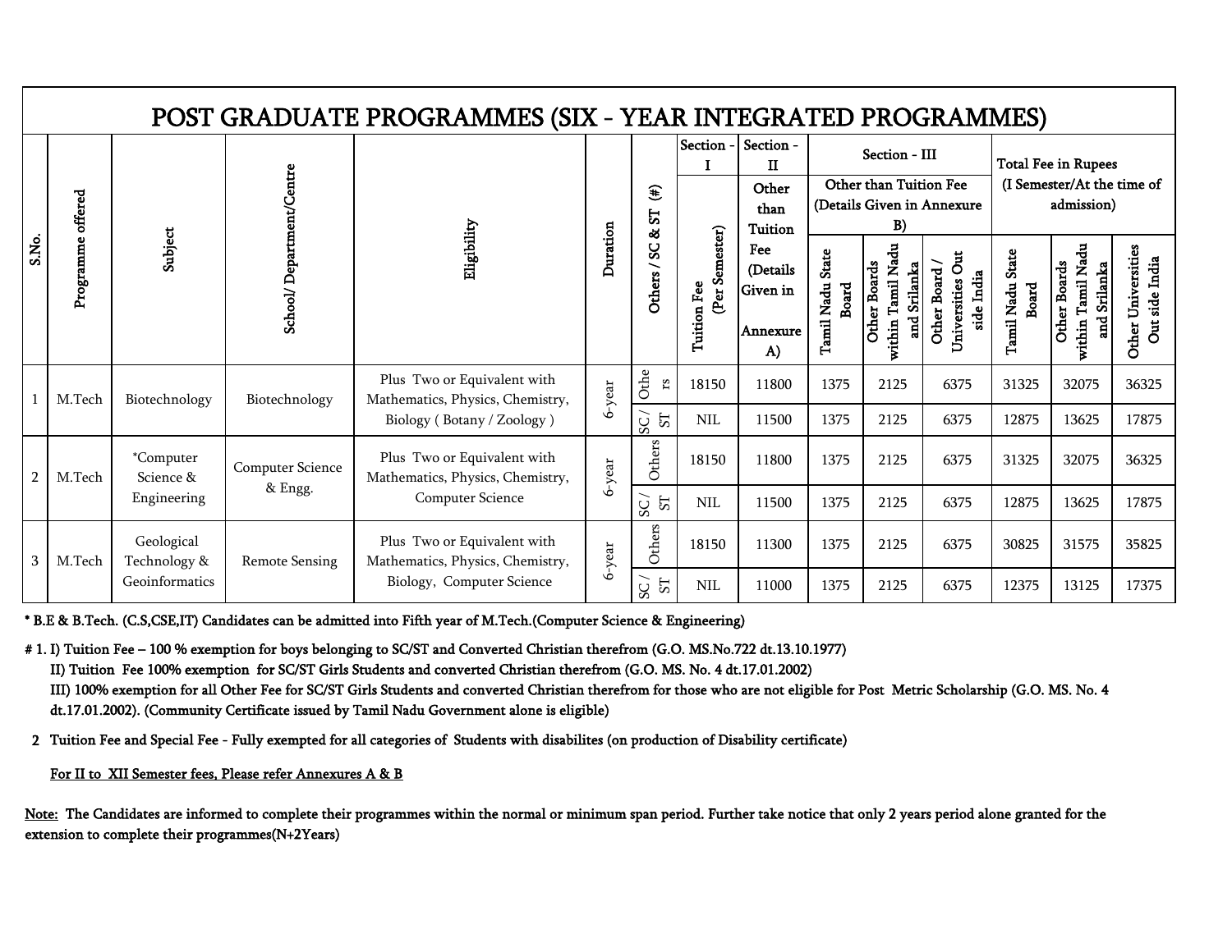# POST GRADUATE PROGRAMMES (SIX - YEAR INTEGRATED PROGRAMMES)

| S.No. | Programme offered | Subject | School/ Department/Centre | Eligibility | Duration | Others / SC & ST (#) | Section - I | Section - II | Section - III | | | Total Fee in Rupees (I Semester/At the time of admission) | | |
|---|---|---|---|---|---|---|---|---|---|---|---|---|---|---|
| | | | | | | | Tuition Fee (Per Semester) | Other than Tuition Fee (Details Given in Annexure A) | Other than Tuition Fee (Details Given in Annexure B) | | | | | |
| | | | | | | | | | Tamil Nadu State Board | Other Boards within Tamil Nadu and Srilanka | Other Board / Universities Out side India | Tamil Nadu State Board | Other Boards within Tamil Nadu and Srilanka | Other Universities Out side India |
| 1 | M.Tech | Biotechnology | Biotechnology | Plus Two or Equivalent with Mathematics, Physics, Chemistry, Biology ( Botany / Zoology ) | 6-year | Others | 18150 | 11800 | 1375 | 2125 | 6375 | 31325 | 32075 | 36325 |
| | | | | | | SC / ST | NIL | 11500 | 1375 | 2125 | 6375 | 12875 | 13625 | 17875 |
| 2 | M.Tech | *Computer Science & Engineering | Computer Science & Engg. | Plus Two or Equivalent with Mathematics, Physics, Chemistry, Computer Science | 6-year | Others | 18150 | 11800 | 1375 | 2125 | 6375 | 31325 | 32075 | 36325 |
| | | | | | | SC / ST | NIL | 11500 | 1375 | 2125 | 6375 | 12875 | 13625 | 17875 |
| 3 | M.Tech | Geological Technology & Geoinformatics | Remote Sensing | Plus Two or Equivalent with Mathematics, Physics, Chemistry, Biology, Computer Science | 6-year | Others | 18150 | 11300 | 1375 | 2125 | 6375 | 30825 | 31575 | 35825 |
| | | | | | | SC / ST | NIL | 11000 | 1375 | 2125 | 6375 | 12375 | 13125 | 17375 |

**\* B.E & B.Tech. (C.S,CSE,IT) Candidates can be admitted into Fifth year of M.Tech.(Computer Science & Engineering)**

**# 1. I) Tuition Fee – 100 % exemption for boys belonging to SC/ST and Converted Christian therefrom (G.O. MS.No.722 dt.13.10.1977)**

**II) Tuition Fee 100% exemption for SC/ST Girls Students and converted Christian therefrom (G.O. MS. No. 4 dt.17.01.2002)**

**III) 100% exemption for all Other Fee for SC/ST Girls Students and converted Christian therefrom for those who are not eligible for Post Metric Scholarship (G.O. MS. No. 4 dt.17.01.2002). (Community Certificate issued by Tamil Nadu Government alone is eligible)**

**2 Tuition Fee and Special Fee - Fully exempted for all categories of Students with disabilites (on production of Disability certificate)**

**For II to XII Semester fees, Please refer Annexures A & B**

**Note: The Candidates are informed to complete their programmes within the normal or minimum span period. Further take notice that only 2 years period alone granted for the extension to complete their programmes(N+2Years)**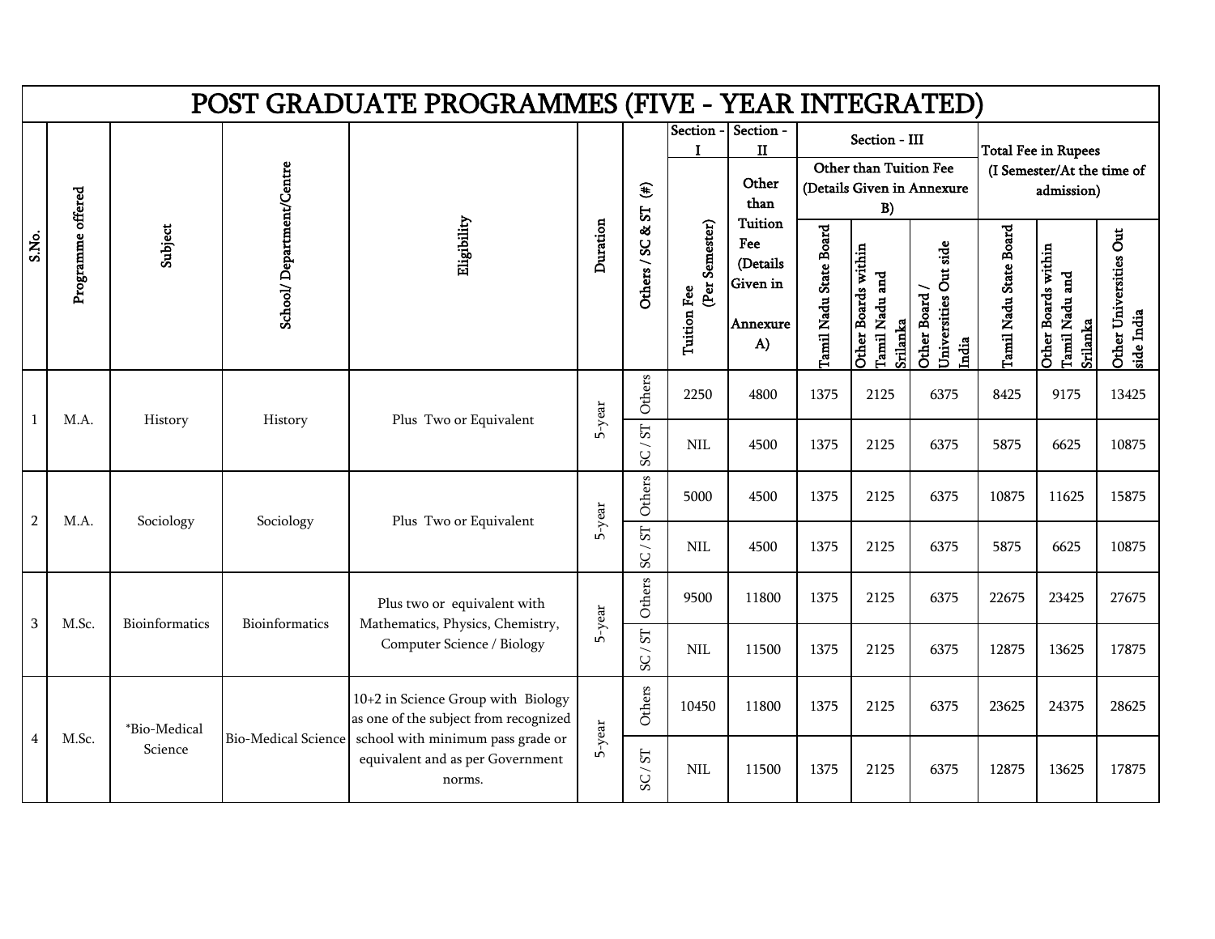# POST GRADUATE PROGRAMMES (FIVE - YEAR INTEGRATED)

| S.No. | Programme offered | Subject | School/ Department/Centre | Eligibility | Duration | Others / SC & ST (#) | Section - I | Section - II | Section - III | | | Total Fee in Rupees (I Semester/At the time of admission) | | |
|---|---|---|---|---|---|---|---|---|---|---|---|---|---|---|
| | | | | | | | Tuition Fee (Per Semester) | Other than Tuition Fee (Details Given in Annexure A) | Other than Tuition Fee (Details Given in Annexure B) | | | | | |
| | | | | | | | | | Tamil Nadu State Board | Other Boards within Tamil Nadu and Srilanka | Other Board / Universities Out side India | Tamil Nadu State Board | Other Boards within Tamil Nadu and Srilanka | Other Universities Out side India |
| 1 | M.A. | History | History | Plus Two or Equivalent | 5-year | Others | 2250 | 4800 | 1375 | 2125 | 6375 | 8425 | 9175 | 13425 |
| | | | | | | SC / ST | NIL | 4500 | 1375 | 2125 | 6375 | 5875 | 6625 | 10875 |
| 2 | M.A. | Sociology | Sociology | Plus Two or Equivalent | 5-year | Others | 5000 | 4500 | 1375 | 2125 | 6375 | 10875 | 11625 | 15875 |
| | | | | | | SC / ST | NIL | 4500 | 1375 | 2125 | 6375 | 5875 | 6625 | 10875 |
| 3 | M.Sc. | Bioinformatics | Bioinformatics | Plus two or equivalent with Mathematics, Physics, Chemistry, Computer Science / Biology | 5-year | Others | 9500 | 11800 | 1375 | 2125 | 6375 | 22675 | 23425 | 27675 |
| | | | | | | SC / ST | NIL | 11500 | 1375 | 2125 | 6375 | 12875 | 13625 | 17875 |
| 4 | M.Sc. | *Bio-Medical Science | Bio-Medical Science | 10+2 in Science Group with Biology as one of the subject from recognized school with minimum pass grade or equivalent and as per Government norms. | 5-year | Others | 10450 | 11800 | 1375 | 2125 | 6375 | 23625 | 24375 | 28625 |
| | | | | | | SC / ST | NIL | 11500 | 1375 | 2125 | 6375 | 12875 | 13625 | 17875 |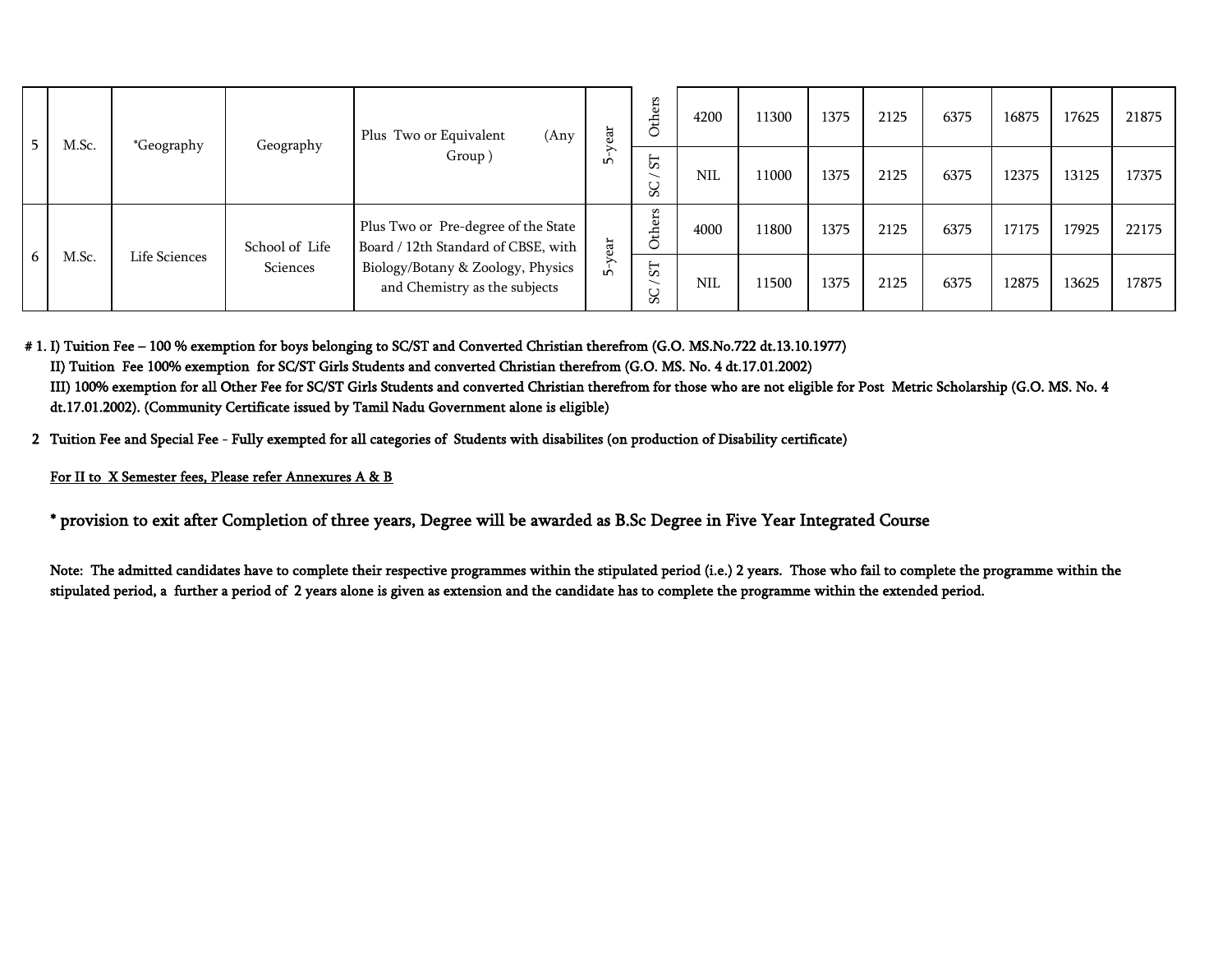| 5 | M.Sc. | *Geography | Geography | Plus Two or Equivalent (Any Group ) | 5-year | Others | 4200 | 11300 | 1375 | 2125 | 6375 | 16875 | 17625 | 21875 |
|---|---|---|---|---|---|---|---|---|---|---|---|---|---|---|
| | | | | | | SC / ST | NIL | 11000 | 1375 | 2125 | 6375 | 12375 | 13125 | 17375 |
| 6 | M.Sc. | Life Sciences | School of Life Sciences | Plus Two or Pre-degree of the State Board / 12th Standard of CBSE, with Biology/Botany & Zoology, Physics and Chemistry as the subjects | 5-year | Others | 4000 | 11800 | 1375 | 2125 | 6375 | 17175 | 17925 | 22175 |
| | | | | | | SC / ST | NIL | 11500 | 1375 | 2125 | 6375 | 12875 | 13625 | 17875 |

**# 1. I) Tuition Fee – 100 % exemption for boys belonging to SC/ST and Converted Christian therefrom (G.O. MS.No.722 dt.13.10.1977)**
**II) Tuition Fee 100% exemption for SC/ST Girls Students and converted Christian therefrom (G.O. MS. No. 4 dt.17.01.2002)**
**III) 100% exemption for all Other Fee for SC/ST Girls Students and converted Christian therefrom for those who are not eligible for Post Metric Scholarship (G.O. MS. No. 4 dt.17.01.2002). (Community Certificate issued by Tamil Nadu Government alone is eligible)**

**2 Tuition Fee and Special Fee - Fully exempted for all categories of Students with disabilites (on production of Disability certificate)**

For II to X Semester fees, Please refer Annexures A & B

**\* provision to exit after Completion of three years, Degree will be awarded as B.Sc Degree in Five Year Integrated Course**

**Note: The admitted candidates have to complete their respective programmes within the stipulated period (i.e.) 2 years. Those who fail to complete the programme within the stipulated period, a further a period of 2 years alone is given as extension and the candidate has to complete the programme within the extended period.**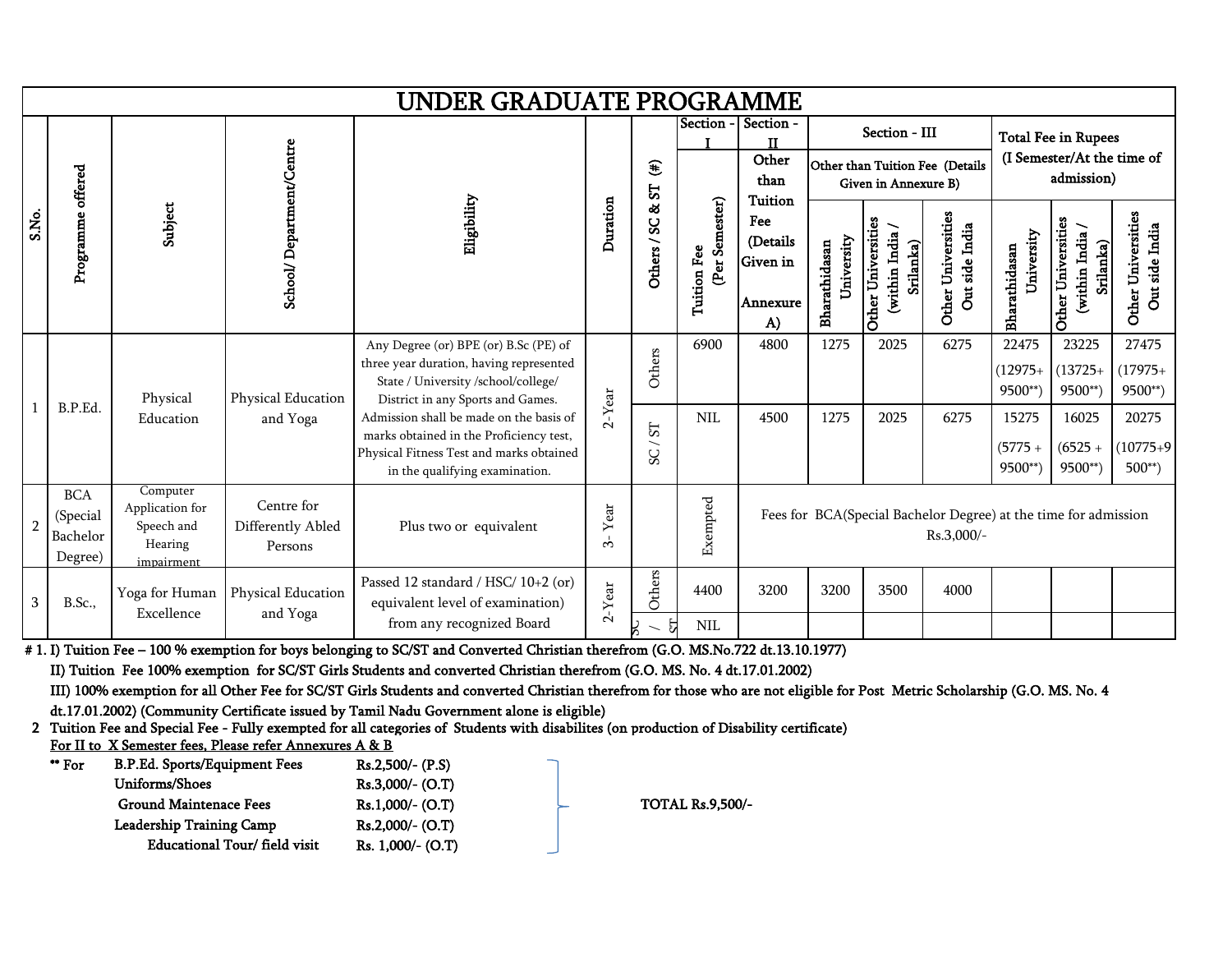# UNDER GRADUATE PROGRAMME

| S.No. | Programme offered | Subject | School/ Department/Centre | Eligibility | Duration | Others / SC & ST (#) | Section - I | Section - II | Section - III | | | Total Fee in Rupees (I Semester/At the time of admission) | | |
|---|---|---|---|---|---|---|---|---|---|---|---|---|---|---|
| | | | | | | | Tuition Fee (Per Semester) | Other than Tuition Fee (Details Given in Annexure A) | Other than Tuition Fee (Details Given in Annexure B) | | | | | |
| | | | | | | | | | Bharathidasan University | Other Universities (within India / Srilanka) | Other Universities Out side India | Bharathidasan University | Other Universities (within India / Srilanka) | Other Universities Out side India |
| 1 | B.P.Ed. | Physical Education | Physical Education and Yoga | Any Degree (or) BPE (or) B.Sc (PE) of three year duration, having represented State / University /school/college/ District in any Sports and Games. Admission shall be made on the basis of marks obtained in the Proficiency test, Physical Fitness Test and marks obtained in the qualifying examination. | 2-Year | Others | 6900 | 4800 | 1275 | 2025 | 6275 | 22475 (12975+ 9500**) | 23225 (13725+ 9500**) | 27475 (17975+ 9500**) |
| | | | | | | SC / ST | NIL | 4500 | 1275 | 2025 | 6275 | 15275 (5775 + 9500**) | 16025 (6525 + 9500**) | 20275 (10775+9500**) |
| 2 | BCA (Special Bachelor Degree) | Computer Application for Speech and Hearing impairment | Centre for Differently Abled Persons | Plus two or equivalent | 3- Year | | Exempted | Fees for BCA(Special Bachelor Degree) at the time for admission Rs.3,000/- | | | | | | |
| 3 | B.Sc., | Yoga for Human Excellence | Physical Education and Yoga | Passed 12 standard / HSC/ 10+2 (or) equivalent level of examination) from any recognized Board | 2-Year | Others | 4400 | 3200 | 3200 | 3500 | 4000 | | | |
| | | | | | | SC / ST | NIL | | | | | | | |

**# 1. I) Tuition Fee – 100 % exemption for boys belonging to SC/ST and Converted Christian therefrom (G.O. MS.No.722 dt.13.10.1977)**

**II) Tuition Fee 100% exemption for SC/ST Girls Students and converted Christian therefrom (G.O. MS. No. 4 dt.17.01.2002)**

**III) 100% exemption for all Other Fee for SC/ST Girls Students and converted Christian therefrom for those who are not eligible for Post Metric Scholarship (G.O. MS. No. 4 dt.17.01.2002) (Community Certificate issued by Tamil Nadu Government alone is eligible)**

**2 Tuition Fee and Special Fee - Fully exempted for all categories of Students with disabilites (on production of Disability certificate)**

**For II to X Semester fees, Please refer Annexures A & B**

**** For B.P.Ed.**

| Item | Amount |
|---|---|
| Sports/Equipment Fees | Rs.2,500/- (P.S) |
| Uniforms/Shoes | Rs.3,000/- (O.T) |
| Ground Maintenace Fees | Rs.1,000/- (O.T) |
| Leadership Training Camp | Rs.2,000/- (O.T) |
| Educational Tour/ field visit | Rs. 1,000/- (O.T) |

**TOTAL Rs.9,500/-**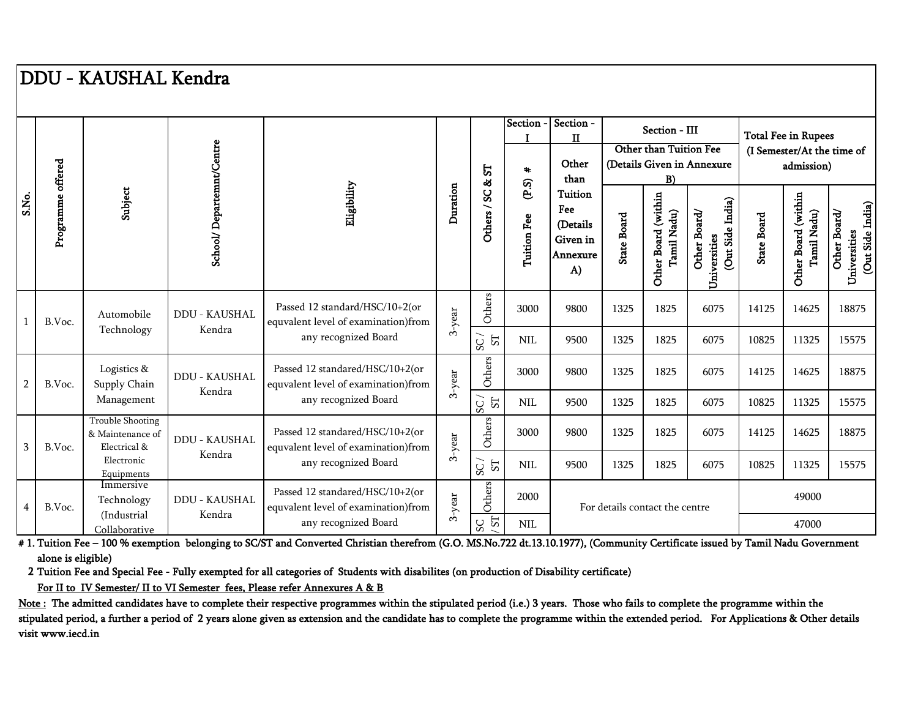# DDU - KAUSHAL Kendra

| S.No. | Programme offered | Subject | School/ Departemnt/Centre | Eligibility | Duration | Others / SC & ST | Section - I Tuition Fee (P.S) # | Section - II Other than Tuition Fee (Details Given in Annexure A) | Section - III Other than Tuition Fee (Details Given in Annexure B) | | | Total Fee in Rupees (I Semester/At the time of admission) | | |
|---|---|---|---|---|---|---|---|---|---|---|---|---|---|---|
| | | | | | | | | | State Board | Other Board (within Tamil Nadu) | Other Board/ Universities (Out Side India) | State Board | Other Board (within Tamil Nadu) | Other Board/ Universities (Out Side India) |
| 1 | B.Voc. | Automobile Technology | DDU - KAUSHAL Kendra | Passed 12 standard/HSC/10+2(or equvalent level of examination)from any recognized Board | 3-year | Others | 3000 | 9800 | 1325 | 1825 | 6075 | 14125 | 14625 | 18875 |
| | | | | | | SC / ST | NIL | 9500 | 1325 | 1825 | 6075 | 10825 | 11325 | 15575 |
| 2 | B.Voc. | Logistics & Supply Chain Management | DDU - KAUSHAL Kendra | Passed 12 standared/HSC/10+2(or equvalent level of examination)from any recognized Board | 3-year | Others | 3000 | 9800 | 1325 | 1825 | 6075 | 14125 | 14625 | 18875 |
| | | | | | | SC / ST | NIL | 9500 | 1325 | 1825 | 6075 | 10825 | 11325 | 15575 |
| 3 | B.Voc. | Trouble Shooting & Maintenance of Electrical & Electronic Equipments | DDU - KAUSHAL Kendra | Passed 12 standared/HSC/10+2(or equvalent level of examination)from any recognized Board | 3-year | Others | 3000 | 9800 | 1325 | 1825 | 6075 | 14125 | 14625 | 18875 |
| | | | | | | SC / ST | NIL | 9500 | 1325 | 1825 | 6075 | 10825 | 11325 | 15575 |
| 4 | B.Voc. | Immersive Technology (Industrial Collaborative | DDU - KAUSHAL Kendra | Passed 12 standared/HSC/10+2(or equvalent level of examination)from any recognized Board | 3-year | Others | 2000 | For details contact the centre | | | | 49000 | | |
| | | | | | | SC / ST | NIL | | | | | 47000 | | |

# 1. Tuition Fee – 100 % exemption belonging to SC/ST and Converted Christian therefrom (G.O. MS.No.722 dt.13.10.1977), (Community Certificate issued by Tamil Nadu Government alone is eligible)

2 Tuition Fee and Special Fee - Fully exempted for all categories of Students with disabilites (on production of Disability certificate)

For II to IV Semester/ II to VI Semester fees, Please refer Annexures A & B

Note : The admitted candidates have to complete their respective programmes within the stipulated period (i.e.) 3 years. Those who fails to complete the programme within the stipulated period, a further a period of 2 years alone given as extension and the candidate has to complete the programme within the extended period. For Applications & Other details visit www.iecd.in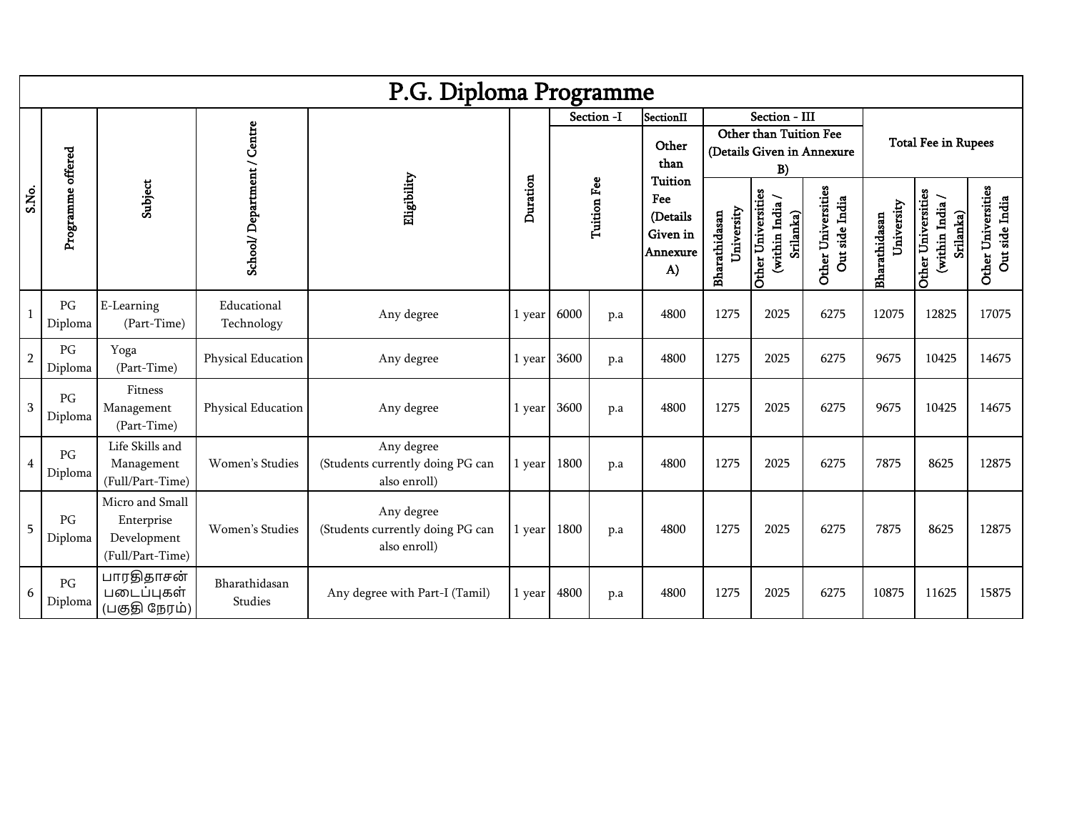# P.G. Diploma Programme

| S.No. | Programme offered | Subject | School/ Department / Centre | Eligibility | Duration | Section -I Tuition Fee | | SectionII Other than Tuition Fee (Details Given in Annexure A) | Section - III Other than Tuition Fee (Details Given in Annexure B) | | | Total Fee in Rupees | | |
|---|---|---|---|---|---|---|---|---|---|---|---|---|---|---|
| | | | | | | | | | Bharathidasan University | Other Universities (within India / Srilanka) | Other Universities Out side India | Bharathidasan University | Other Universities (within India / Srilanka) | Other Universities Out side India |
| 1 | PG Diploma | E-Learning (Part-Time) | Educational Technology | Any degree | 1 year | 6000 | p.a | 4800 | 1275 | 2025 | 6275 | 12075 | 12825 | 17075 |
| 2 | PG Diploma | Yoga (Part-Time) | Physical Education | Any degree | 1 year | 3600 | p.a | 4800 | 1275 | 2025 | 6275 | 9675 | 10425 | 14675 |
| 3 | PG Diploma | Fitness Management (Part-Time) | Physical Education | Any degree | 1 year | 3600 | p.a | 4800 | 1275 | 2025 | 6275 | 9675 | 10425 | 14675 |
| 4 | PG Diploma | Life Skills and Management (Full/Part-Time) | Women's Studies | Any degree (Students currently doing PG can also enroll) | 1 year | 1800 | p.a | 4800 | 1275 | 2025 | 6275 | 7875 | 8625 | 12875 |
| 5 | PG Diploma | Micro and Small Enterprise Development (Full/Part-Time) | Women's Studies | Any degree (Students currently doing PG can also enroll) | 1 year | 1800 | p.a | 4800 | 1275 | 2025 | 6275 | 7875 | 8625 | 12875 |
| 6 | PG Diploma | பாரதிதாசன் படைப்புகள் (பகுதி நேரம்) | Bharathidasan Studies | Any degree with Part-I (Tamil) | 1 year | 4800 | p.a | 4800 | 1275 | 2025 | 6275 | 10875 | 11625 | 15875 |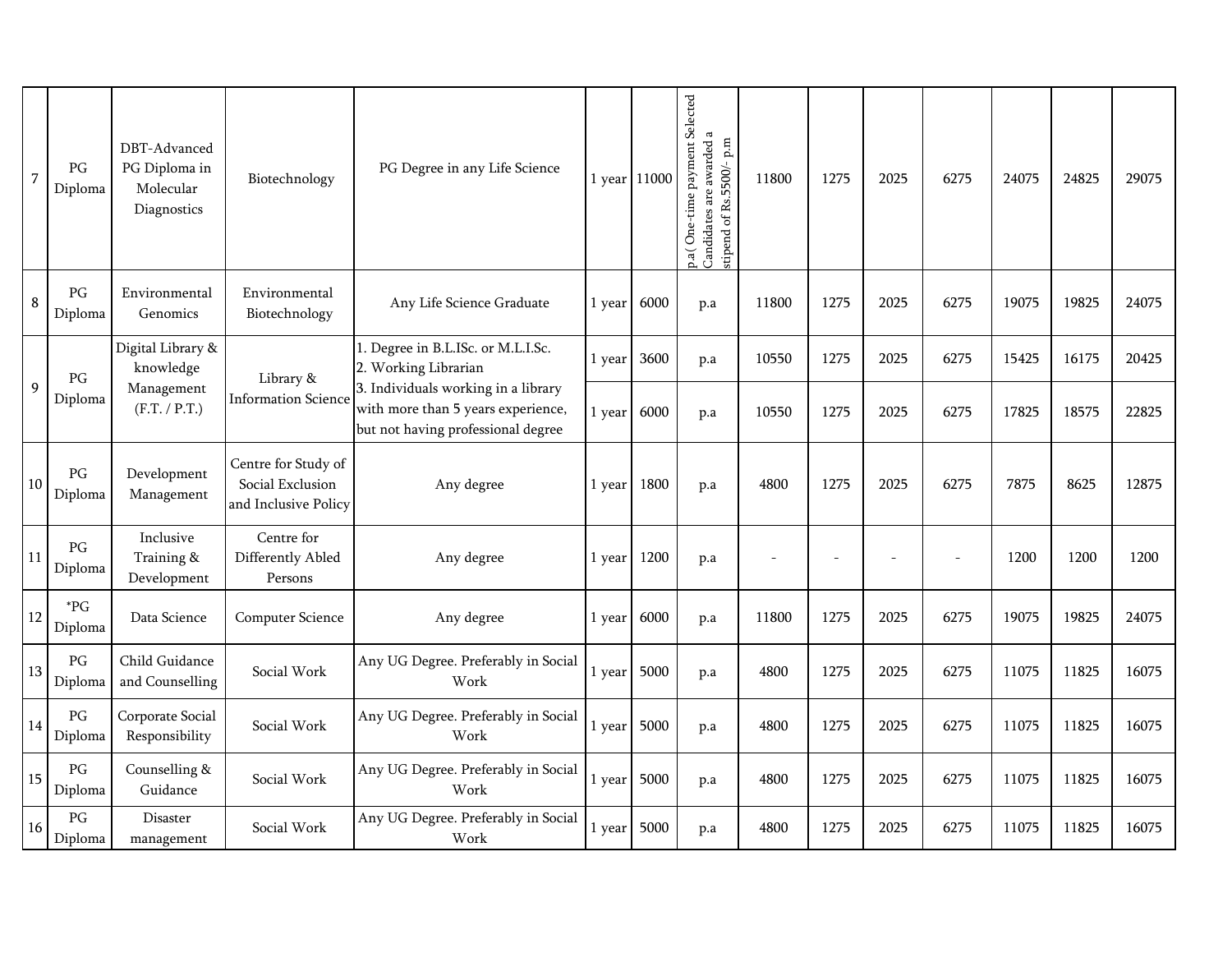| 7 | PG Diploma | DBT-Advanced PG Diploma in Molecular Diagnostics | Biotechnology | PG Degree in any Life Science | 1 year | 11000 | p.a ( One-time payment Selected Candidates are awarded a stipend of Rs.5500/- p.m | 11800 | 1275 | 2025 | 6275 | 24075 | 24825 | 29075 |
|---|---|---|---|---|---|---|---|---|---|---|---|---|---|---|
| 8 | PG Diploma | Environmental Genomics | Environmental Biotechnology | Any Life Science Graduate | 1 year | 6000 | p.a | 11800 | 1275 | 2025 | 6275 | 19075 | 19825 | 24075 |
| 9 | PG Diploma | Digital Library & knowledge Management (F.T. / P.T.) | Library & Information Science | 1. Degree in B.L.ISc. or M.L.I.Sc. 2. Working Librarian 3. Individuals working in a library with more than 5 years experience, but not having professional degree | 1 year | 3600 | p.a | 10550 | 1275 | 2025 | 6275 | 15425 | 16175 | 20425 |
| | | | | | 1 year | 6000 | p.a | 10550 | 1275 | 2025 | 6275 | 17825 | 18575 | 22825 |
| 10 | PG Diploma | Development Management | Centre for Study of Social Exclusion and Inclusive Policy | Any degree | 1 year | 1800 | p.a | 4800 | 1275 | 2025 | 6275 | 7875 | 8625 | 12875 |
| 11 | PG Diploma | Inclusive Training & Development | Centre for Differently Abled Persons | Any degree | 1 year | 1200 | p.a | - | - | - | - | 1200 | 1200 | 1200 |
| 12 | *PG Diploma | Data Science | Computer Science | Any degree | 1 year | 6000 | p.a | 11800 | 1275 | 2025 | 6275 | 19075 | 19825 | 24075 |
| 13 | PG Diploma | Child Guidance and Counselling | Social Work | Any UG Degree. Preferably in Social Work | 1 year | 5000 | p.a | 4800 | 1275 | 2025 | 6275 | 11075 | 11825 | 16075 |
| 14 | PG Diploma | Corporate Social Responsibility | Social Work | Any UG Degree. Preferably in Social Work | 1 year | 5000 | p.a | 4800 | 1275 | 2025 | 6275 | 11075 | 11825 | 16075 |
| 15 | PG Diploma | Counselling & Guidance | Social Work | Any UG Degree. Preferably in Social Work | 1 year | 5000 | p.a | 4800 | 1275 | 2025 | 6275 | 11075 | 11825 | 16075 |
| 16 | PG Diploma | Disaster management | Social Work | Any UG Degree. Preferably in Social Work | 1 year | 5000 | p.a | 4800 | 1275 | 2025 | 6275 | 11075 | 11825 | 16075 |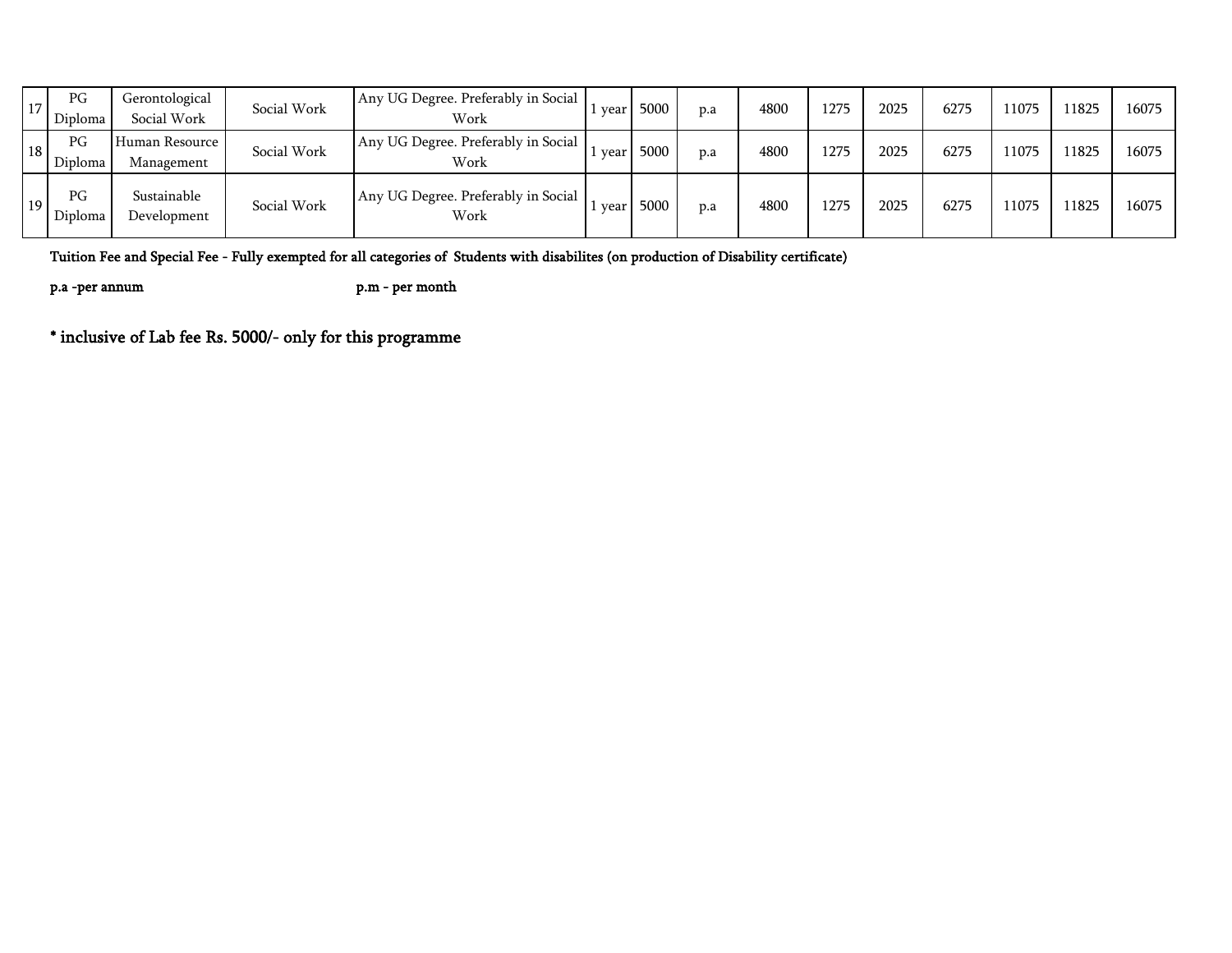| | | | | | | | | | | | | | | |
|---|---|---|---|---|---|---|---|---|---|---|---|---|---|---|
| 17 | PG Diploma | Gerontological Social Work | Social Work | Any UG Degree. Preferably in Social Work | 1 year | 5000 | p.a | 4800 | 1275 | 2025 | 6275 | 11075 | 11825 | 16075 |
| 18 | PG Diploma | Human Resource Management | Social Work | Any UG Degree. Preferably in Social Work | 1 year | 5000 | p.a | 4800 | 1275 | 2025 | 6275 | 11075 | 11825 | 16075 |
| 19 | PG Diploma | Sustainable Development | Social Work | Any UG Degree. Preferably in Social Work | 1 year | 5000 | p.a | 4800 | 1275 | 2025 | 6275 | 11075 | 11825 | 16075 |

**Tuition Fee and Special Fee - Fully exempted for all categories of Students with disabilites (on production of Disability certificate)**

**p.a -per annum** **p.m - per month**

**\* inclusive of Lab fee Rs. 5000/- only for this programme**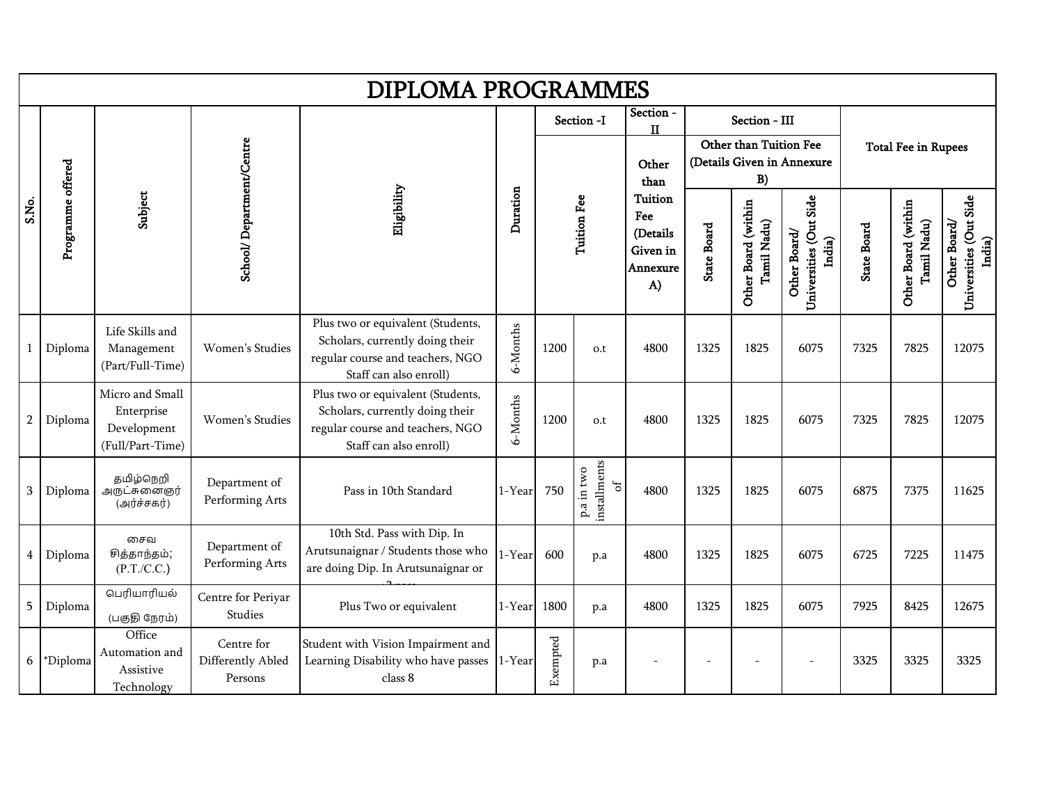# DIPLOMA PROGRAMMES

| S.No. | Programme offered | Subject | School/ Department/Centre | Eligibility | Duration | Section -I | | Section - II | Section - III | | | Total Fee in Rupees | | |
|---|---|---|---|---|---|---|---|---|---|---|---|---|---|---|
| | | | | | | Tuition Fee | | Other than Tuition Fee (Details Given in Annexure A) | Other than Tuition Fee (Details Given in Annexure B) | | | | | |
| | | | | | | | | | State Board | Other Board (within Tamil Nadu) | Other Board/ Universities (Out Side India) | State Board | Other Board (within Tamil Nadu) | Other Board/ Universities (Out Side India) |
| 1 | Diploma | Life Skills and Management (Part/Full-Time) | Women's Studies | Plus two or equivalent (Students, Scholars, currently doing their regular course and teachers, NGO Staff can also enroll) | 6-Months | 1200 | o.t | 4800 | 1325 | 1825 | 6075 | 7325 | 7825 | 12075 |
| 2 | Diploma | Micro and Small Enterprise Development (Full/Part-Time) | Women's Studies | Plus two or equivalent (Students, Scholars, currently doing their regular course and teachers, NGO Staff can also enroll) | 6-Months | 1200 | o.t | 4800 | 1325 | 1825 | 6075 | 7325 | 7825 | 12075 |
| 3 | Diploma | தமிழ்நெறி அருட்சுனைஞர் (அர்ச்சகர்) | Department of Performing Arts | Pass in 10th Standard | 1-Year | 750 | p.a in two installments of | 4800 | 1325 | 1825 | 6075 | 6875 | 7375 | 11625 |
| 4 | Diploma | சைவ சித்தாந்தம்; (P.T./C.C.) | Department of Performing Arts | 10th Std. Pass with Dip. In Arutsunaignar / Students those who are doing Dip. In Arutsunaignar or +2 pass | 1-Year | 600 | p.a | 4800 | 1325 | 1825 | 6075 | 6725 | 7225 | 11475 |
| 5 | Diploma | பெரியாரியல் (பகுதி நேரம்) | Centre for Periyar Studies | Plus Two or equivalent | 1-Year | 1800 | p.a | 4800 | 1325 | 1825 | 6075 | 7925 | 8425 | 12675 |
| 6 | *Diploma | Office Automation and Assistive Technology | Centre for Differently Abled Persons | Student with Vision Impairment and Learning Disability who have passes class 8 | 1-Year | Exempted | p.a | - | - | - | - | 3325 | 3325 | 3325 |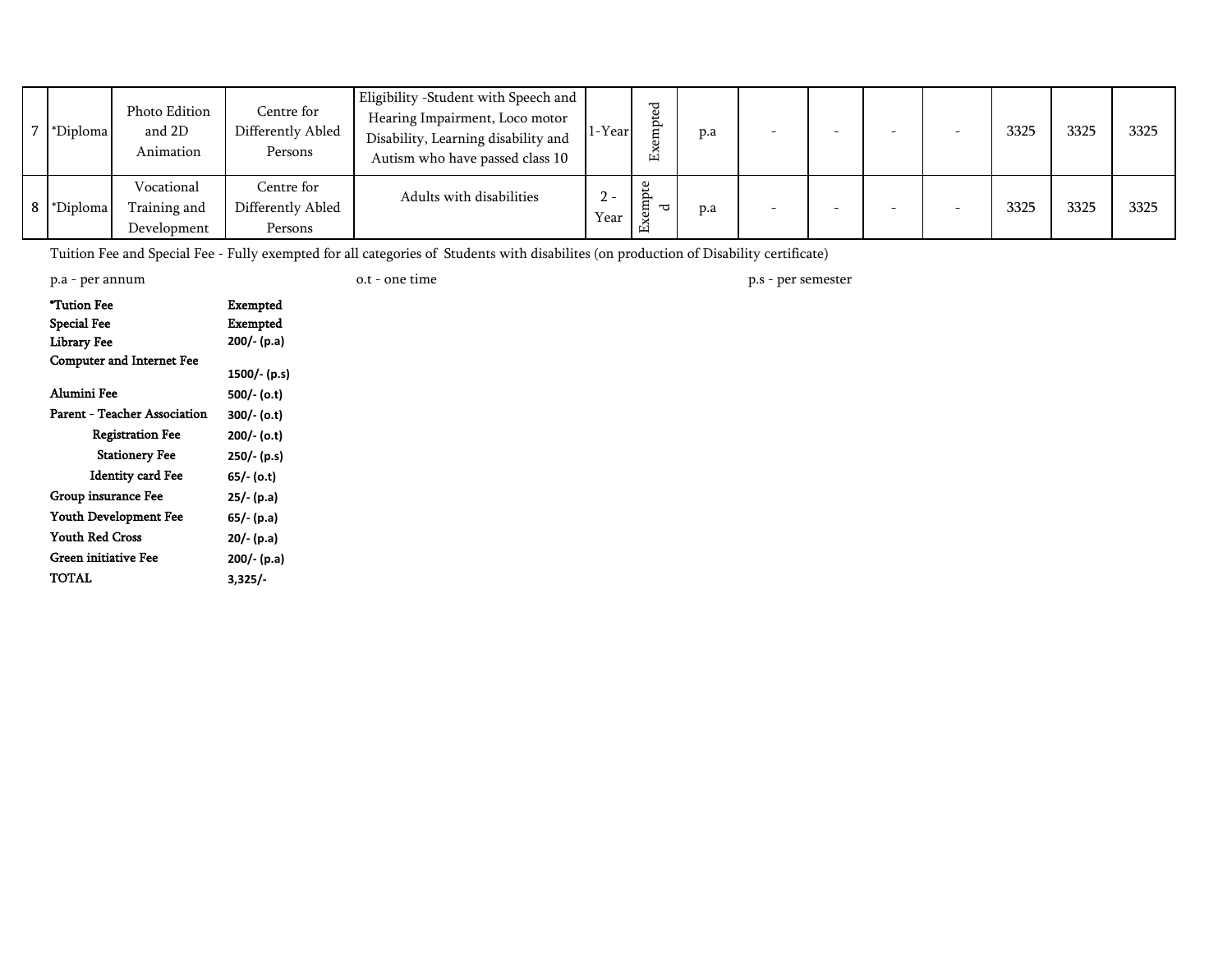| 7 | *Diploma | Photo Edition and 2D Animation | Centre for Differently Abled Persons | Eligibility -Student with Speech and Hearing Impairment, Loco motor Disability, Learning disability and Autism who have passed class 10 | 1-Year | Exempted | p.a | - | - | - | - | 3325 | 3325 | 3325 |
|---|---|---|---|---|---|---|---|---|---|---|---|---|---|---|
| 8 | *Diploma | Vocational Training and Development | Centre for Differently Abled Persons | Adults with disabilities | 2 - Year | Exempted | p.a | - | - | - | - | 3325 | 3325 | 3325 |

Tuition Fee and Special Fee - Fully exempted for all categories of Students with disabilites (on production of Disability certificate)

p.a - per annum  o.t - one time  p.s - per semester

| | |
|---|---|
| *Tution Fee | Exempted |
| Special Fee | Exempted |
| Library Fee | 200/- (p.a) |
| Computer and Internet Fee | 1500/- (p.s) |
| Alumini Fee | 500/- (o.t) |
| Parent - Teacher Association | 300/- (o.t) |
| Registration Fee | 200/- (o.t) |
| Stationery Fee | 250/- (p.s) |
| Identity card Fee | 65/- (o.t) |
| Group insurance Fee | 25/- (p.a) |
| Youth Development Fee | 65/- (p.a) |
| Youth Red Cross | 20/- (p.a) |
| Green initiative Fee | 200/- (p.a) |
| TOTAL | 3,325/- |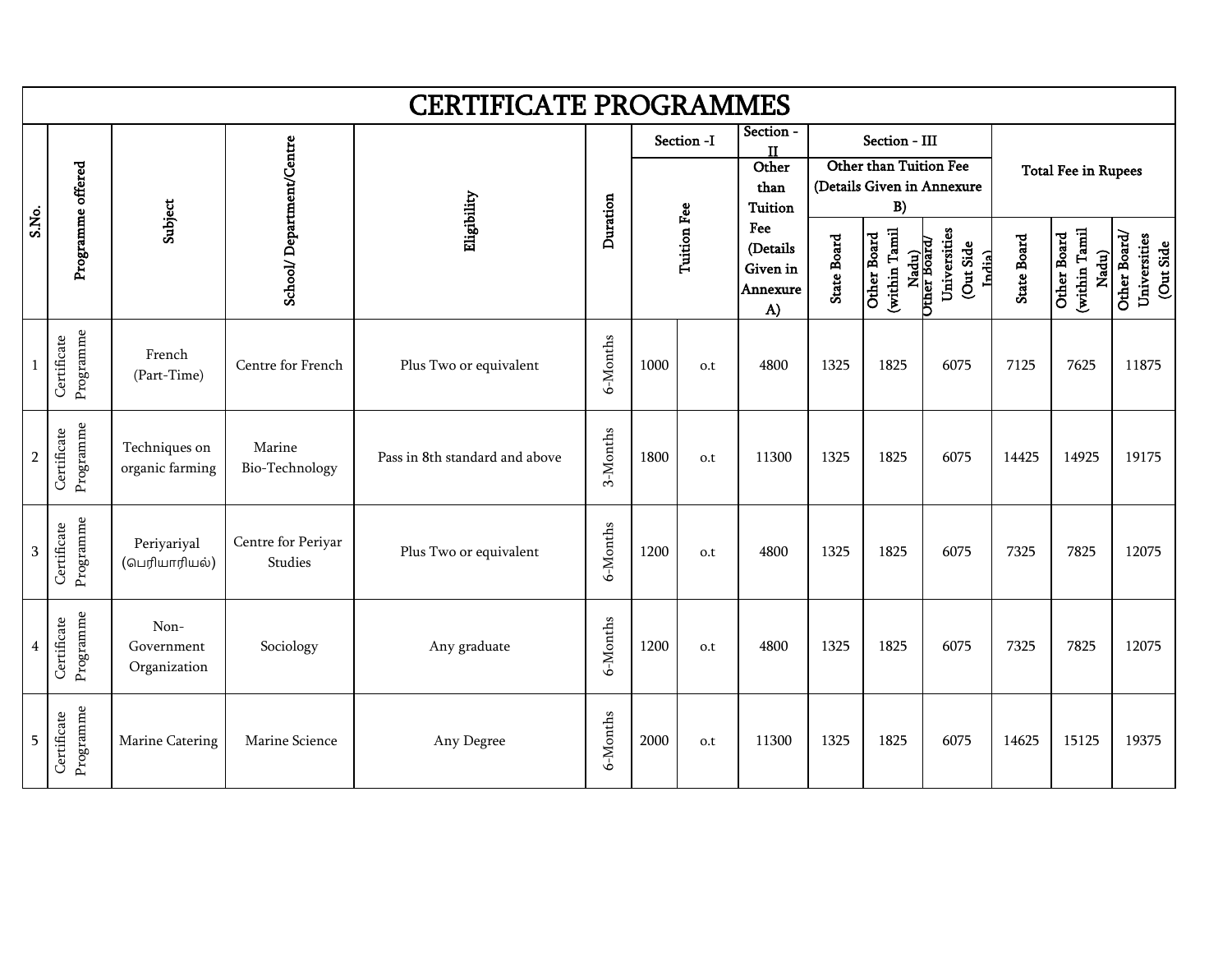# CERTIFICATE PROGRAMMES

| S.No. | Programme offered | Subject | School/ Department/Centre | Eligibility | Duration | Section -I | | Section - II | Section - III | | | Total Fee in Rupees | | |
|---|---|---|---|---|---|---|---|---|---|---|---|---|---|---|
| | | | | | | Tuition Fee | | Other than Tuition Fee (Details Given in Annexure A) | Other than Tuition Fee (Details Given in Annexure B) | | | | | |
| | | | | | | | | | State Board | Other Board (within Tamil Nadu) | Other Board/ Universities (Out Side India) | State Board | Other Board (within Tamil Nadu) | Other Board/ Universities (Out Side |
| 1 | Certificate Programme | French (Part-Time) | Centre for French | Plus Two or equivalent | 6-Months | 1000 | o.t | 4800 | 1325 | 1825 | 6075 | 7125 | 7625 | 11875 |
| 2 | Certificate Programme | Techniques on organic farming | Marine Bio-Technology | Pass in 8th standard and above | 3-Months | 1800 | o.t | 11300 | 1325 | 1825 | 6075 | 14425 | 14925 | 19175 |
| 3 | Certificate Programme | Periyariyal (பெரியாரியல்) | Centre for Periyar Studies | Plus Two or equivalent | 6-Months | 1200 | o.t | 4800 | 1325 | 1825 | 6075 | 7325 | 7825 | 12075 |
| 4 | Certificate Programme | Non-Government Organization | Sociology | Any graduate | 6-Months | 1200 | o.t | 4800 | 1325 | 1825 | 6075 | 7325 | 7825 | 12075 |
| 5 | Certificate Programme | Marine Catering | Marine Science | Any Degree | 6-Months | 2000 | o.t | 11300 | 1325 | 1825 | 6075 | 14625 | 15125 | 19375 |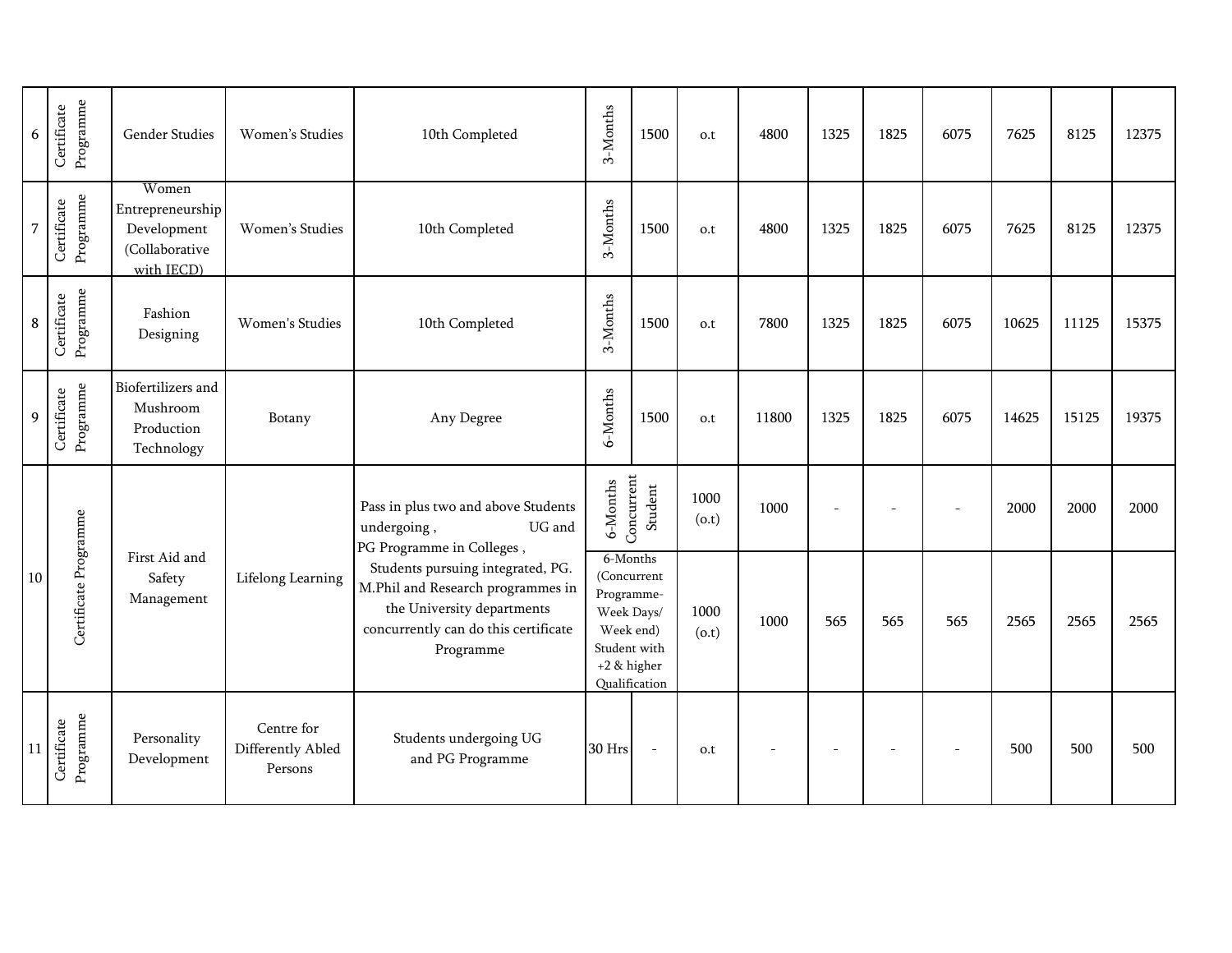| 6 | Certificate Programme | Gender Studies | Women's Studies | 10th Completed | 3-Months | 1500 | o.t | 4800 | 1325 | 1825 | 6075 | 7625 | 8125 | 12375 |
|---|---|---|---|---|---|---|---|---|---|---|---|---|---|---|
| 7 | Certificate Programme | Women Entrepreneurship Development (Collaborative with IECD) | Women's Studies | 10th Completed | 3-Months | 1500 | o.t | 4800 | 1325 | 1825 | 6075 | 7625 | 8125 | 12375 |
| 8 | Certificate Programme | Fashion Designing | Women's Studies | 10th Completed | 3-Months | 1500 | o.t | 7800 | 1325 | 1825 | 6075 | 10625 | 11125 | 15375 |
| 9 | Certificate Programme | Biofertilizers and Mushroom Production Technology | Botany | Any Degree | 6-Months | 1500 | o.t | 11800 | 1325 | 1825 | 6075 | 14625 | 15125 | 19375 |
| 10 | Certificate Programme | First Aid and Safety Management | Lifelong Learning | Pass in plus two and above Students undergoing , UG and PG Programme in Colleges , Students pursuing integrated, PG. M.Phil and Research programmes in the University departments concurrently can do this certificate Programme | 6-Months | Concurrent Student | 1000 (o.t) | 1000 | - | - | - | 2000 | 2000 | 2000 |
| | | | | | 6-Months (Concurrent Programme- Week Days/ Week end) Student with +2 & higher Qualification | | 1000 (o.t) | 1000 | 565 | 565 | 565 | 2565 | 2565 | 2565 |
| 11 | Certificate Programme | Personality Development | Centre for Differently Abled Persons | Students undergoing UG and PG Programme | 30 Hrs | - | o.t | - | - | - | - | 500 | 500 | 500 |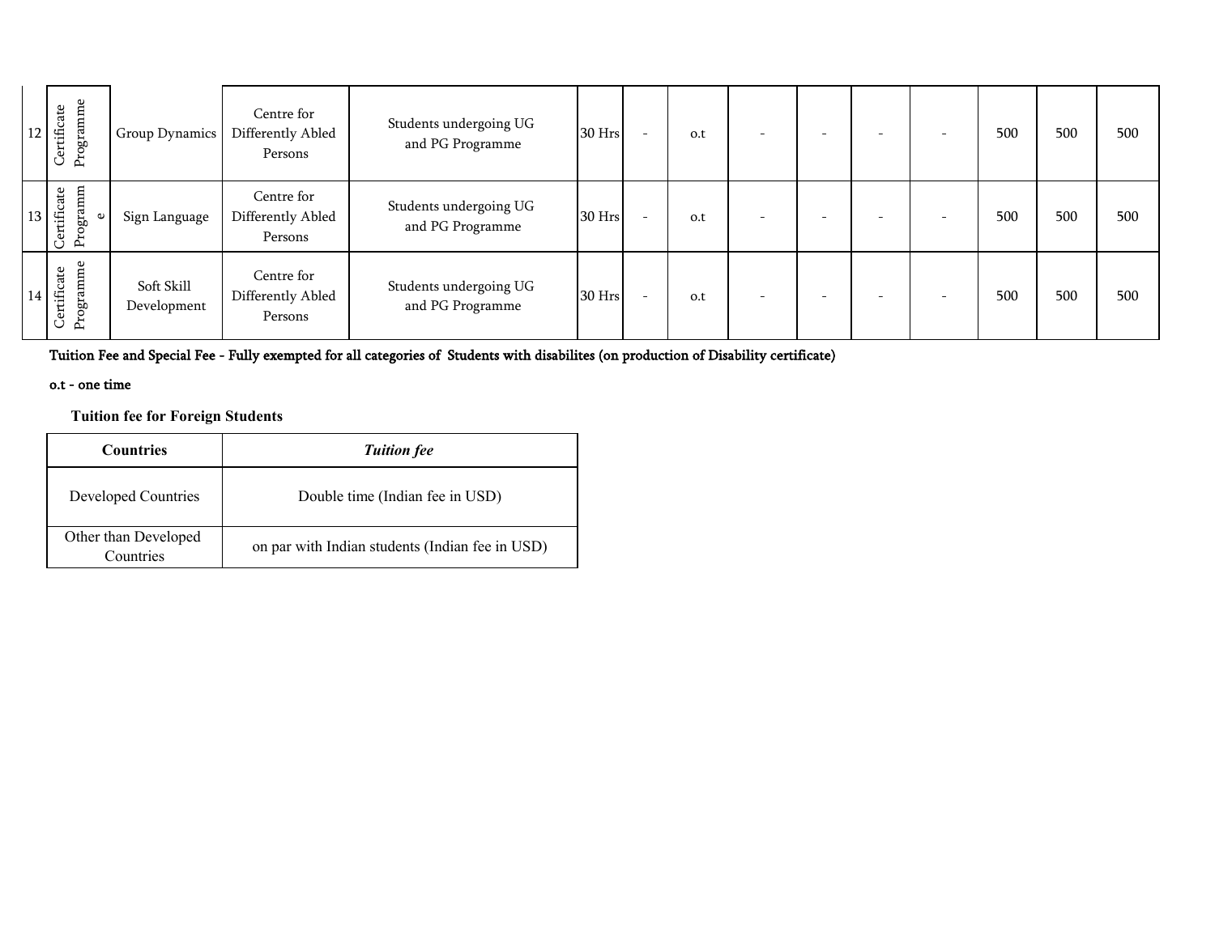| 12 | Certificate Programme | Group Dynamics | Centre for Differently Abled Persons | Students undergoing UG and PG Programme | 30 Hrs | - | o.t | - | - | - | - | 500 | 500 | 500 |
|---|---|---|---|---|---|---|---|---|---|---|---|---|---|---|
| 13 | Certificate Programme | Sign Language | Centre for Differently Abled Persons | Students undergoing UG and PG Programme | 30 Hrs | - | o.t | - | - | - | - | 500 | 500 | 500 |
| 14 | Certificate Programme | Soft Skill Development | Centre for Differently Abled Persons | Students undergoing UG and PG Programme | 30 Hrs | - | o.t | - | - | - | - | 500 | 500 | 500 |

**Tuition Fee and Special Fee - Fully exempted for all categories of Students with disabilites (on production of Disability certificate)**

**o.t - one time**

**Tuition fee for Foreign Students**

| **Countries** | ***Tuition fee*** |
|---|---|
| Developed Countries | Double time (Indian fee in USD) |
| Other than Developed Countries | on par with Indian students (Indian fee in USD) |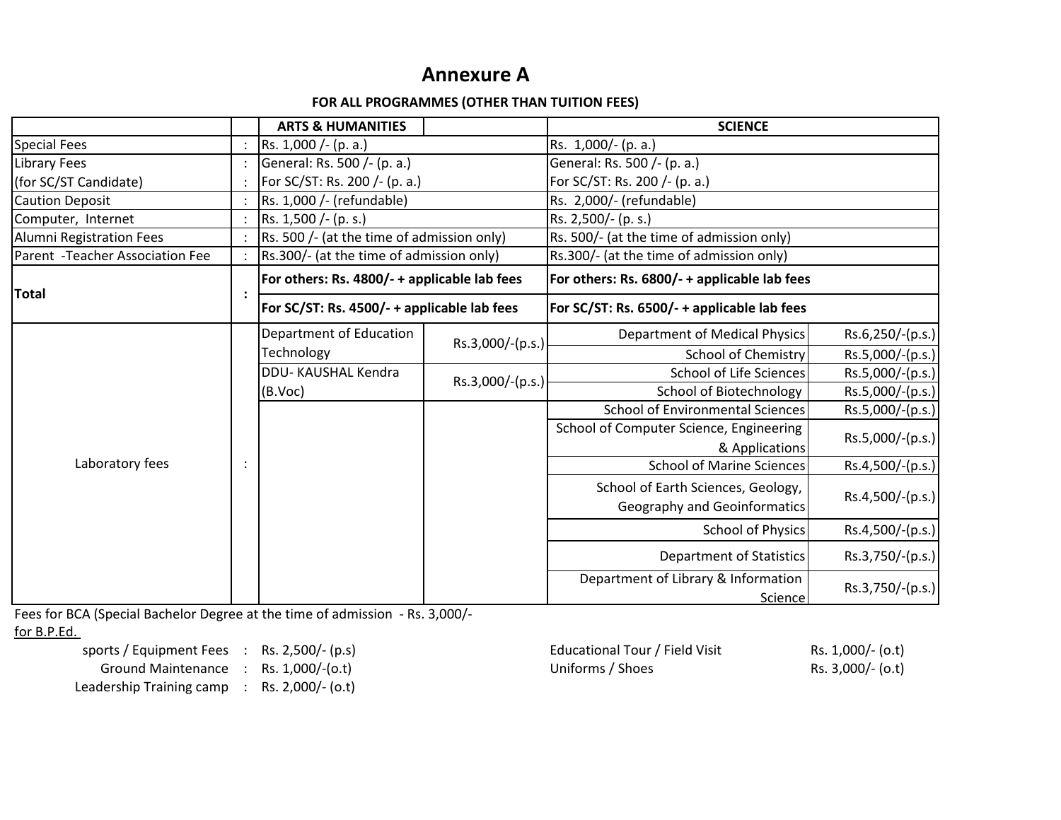# Annexure A

**FOR ALL PROGRAMMES (OTHER THAN TUITION FEES)**

| | | ARTS & HUMANITIES | | SCIENCE | |
|---|---|---|---|---|---|
| Special Fees | : | Rs. 1,000 /- (p. a.) | | Rs. 1,000/- (p. a.) | |
| Library Fees | : | General: Rs. 500 /- (p. a.) | | General: Rs. 500 /- (p. a.) | |
| (for SC/ST Candidate) | : | For SC/ST: Rs. 200 /- (p. a.) | | For SC/ST: Rs. 200 /- (p. a.) | |
| Caution Deposit | : | Rs. 1,000 /- (refundable) | | Rs. 2,000/- (refundable) | |
| Computer, Internet | : | Rs. 1,500 /- (p. s.) | | Rs. 2,500/- (p. s.) | |
| Alumni Registration Fees | : | Rs. 500 /- (at the time of admission only) | | Rs. 500/- (at the time of admission only) | |
| Parent -Teacher Association Fee | : | Rs.300/- (at the time of admission only) | | Rs.300/- (at the time of admission only) | |
| **Total** | **:** | **For others: Rs. 4800/- + applicable lab fees** | | **For others: Rs. 6800/- + applicable lab fees** | |
| | | **For SC/ST: Rs. 4500/- + applicable lab fees** | | **For SC/ST: Rs. 6500/- + applicable lab fees** | |
| Laboratory fees | : | Department of Education Technology | Rs.3,000/-(p.s.) | Department of Medical Physics | Rs.6,250/-(p.s.) |
| | | | | School of Chemistry | Rs.5,000/-(p.s.) |
| | | DDU- KAUSHAL Kendra (B.Voc) | Rs.3,000/-(p.s.) | School of Life Sciences | Rs.5,000/-(p.s.) |
| | | | | School of Biotechnology | Rs.5,000/-(p.s.) |
| | | | | School of Environmental Sciences | Rs.5,000/-(p.s.) |
| | | | | School of Computer Science, Engineering & Applications | Rs.5,000/-(p.s.) |
| | | | | School of Marine Sciences | Rs.4,500/-(p.s.) |
| | | | | School of Earth Sciences, Geology, Geography and Geoinformatics | Rs.4,500/-(p.s.) |
| | | | | School of Physics | Rs.4,500/-(p.s.) |
| | | | | Department of Statistics | Rs.3,750/-(p.s.) |
| | | | | Department of Library & Information Science | Rs.3,750/-(p.s.) |

Fees for BCA (Special Bachelor Degree at the time of admission - Rs. 3,000/-

<u>for B.P.Ed.</u>

| | | | | |
|---|---|---|---|---|
| sports / Equipment Fees | : | Rs. 2,500/- (p.s) | Educational Tour / Field Visit | Rs. 1,000/- (o.t) |
| Ground Maintenance | : | Rs. 1,000/-(o.t) | Uniforms / Shoes | Rs. 3,000/- (o.t) |
| Leadership Training camp | : | Rs. 2,000/- (o.t) | | |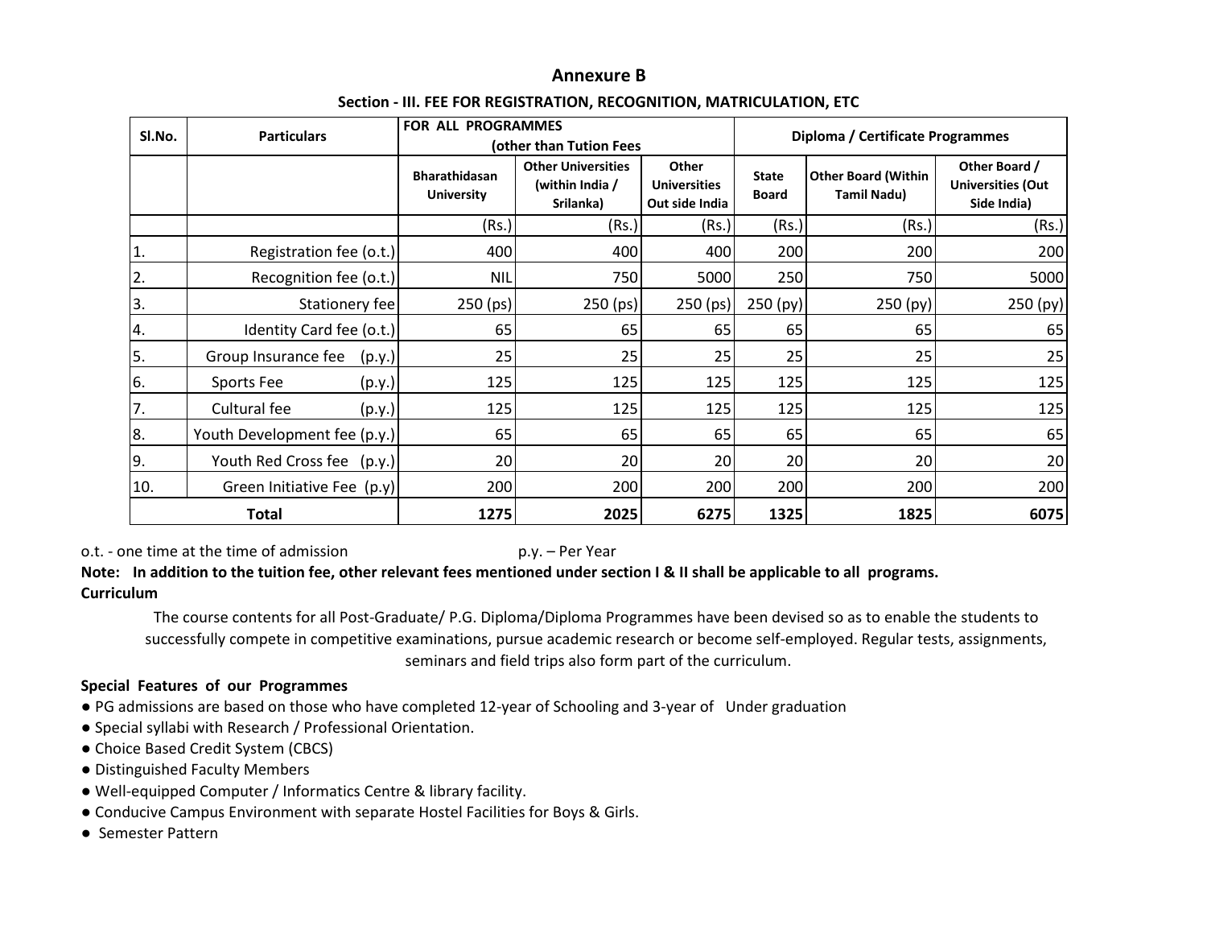# Annexure B

## Section - III. FEE FOR REGISTRATION, RECOGNITION, MATRICULATION, ETC

| Sl.No. | Particulars | FOR ALL PROGRAMMES (other than Tution Fees) | | | Diploma / Certificate Programmes | | |
|---|---|---|---|---|---|---|---|
| | | Bharathidasan University | Other Universities (within India / Srilanka) | Other Universities Out side India | State Board | Other Board (Within Tamil Nadu) | Other Board / Universities (Out Side India) |
| | | (Rs.) | (Rs.) | (Rs.) | (Rs.) | (Rs.) | (Rs.) |
| 1. | Registration fee (o.t.) | 400 | 400 | 400 | 200 | 200 | 200 |
| 2. | Recognition fee (o.t.) | NIL | 750 | 5000 | 250 | 750 | 5000 |
| 3. | Stationery fee | 250 (ps) | 250 (ps) | 250 (ps) | 250 (py) | 250 (py) | 250 (py) |
| 4. | Identity Card fee (o.t.) | 65 | 65 | 65 | 65 | 65 | 65 |
| 5. | Group Insurance fee (p.y.) | 25 | 25 | 25 | 25 | 25 | 25 |
| 6. | Sports Fee (p.y.) | 125 | 125 | 125 | 125 | 125 | 125 |
| 7. | Cultural fee (p.y.) | 125 | 125 | 125 | 125 | 125 | 125 |
| 8. | Youth Development fee (p.y.) | 65 | 65 | 65 | 65 | 65 | 65 |
| 9. | Youth Red Cross fee (p.y.) | 20 | 20 | 20 | 20 | 20 | 20 |
| 10. | Green Initiative Fee (p.y) | 200 | 200 | 200 | 200 | 200 | 200 |
| **Total** | | **1275** | **2025** | **6275** | **1325** | **1825** | **6075** |

o.t. - one time at the time of admission p.y. – Per Year

**Note: In addition to the tuition fee, other relevant fees mentioned under section I & II shall be applicable to all programs.**

**Curriculum**

The course contents for all Post-Graduate/ P.G. Diploma/Diploma Programmes have been devised so as to enable the students to successfully compete in competitive examinations, pursue academic research or become self-employed. Regular tests, assignments, seminars and field trips also form part of the curriculum.

**Special Features of our Programmes**

- PG admissions are based on those who have completed 12-year of Schooling and 3-year of Under graduation
- Special syllabi with Research / Professional Orientation.
- Choice Based Credit System (CBCS)
- Distinguished Faculty Members
- Well-equipped Computer / Informatics Centre & library facility.
- Conducive Campus Environment with separate Hostel Facilities for Boys & Girls.
- Semester Pattern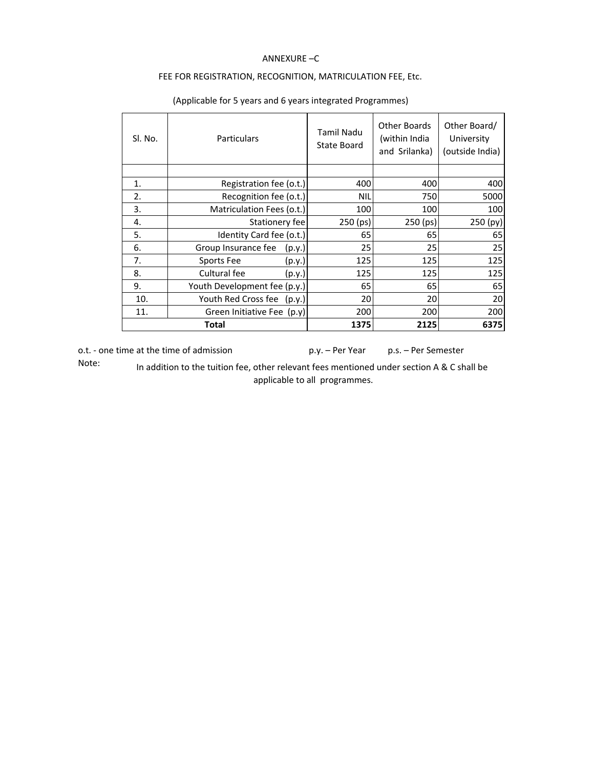ANNEXURE –C

FEE FOR REGISTRATION, RECOGNITION, MATRICULATION FEE, Etc.

(Applicable for 5 years and 6 years integrated Programmes)

| Sl. No. | Particulars | Tamil Nadu State Board | Other Boards (within India and Srilanka) | Other Board/ University (outside India) |
|---|---|---|---|---|
| | | | | |
| 1. | Registration fee (o.t.) | 400 | 400 | 400 |
| 2. | Recognition fee (o.t.) | NIL | 750 | 5000 |
| 3. | Matriculation Fees (o.t.) | 100 | 100 | 100 |
| 4. | Stationery fee | 250 (ps) | 250 (ps) | 250 (py) |
| 5. | Identity Card fee (o.t.) | 65 | 65 | 65 |
| 6. | Group Insurance fee (p.y.) | 25 | 25 | 25 |
| 7. | Sports Fee (p.y.) | 125 | 125 | 125 |
| 8. | Cultural fee (p.y.) | 125 | 125 | 125 |
| 9. | Youth Development fee (p.y.) | 65 | 65 | 65 |
| 10. | Youth Red Cross fee (p.y.) | 20 | 20 | 20 |
| 11. | Green Initiative Fee (p.y) | 200 | 200 | 200 |
| **Total** | | **1375** | **2125** | **6375** |

o.t. - one time at the time of admission p.y. – Per Year p.s. – Per Semester

Note: In addition to the tuition fee, other relevant fees mentioned under section A & C shall be applicable to all programmes.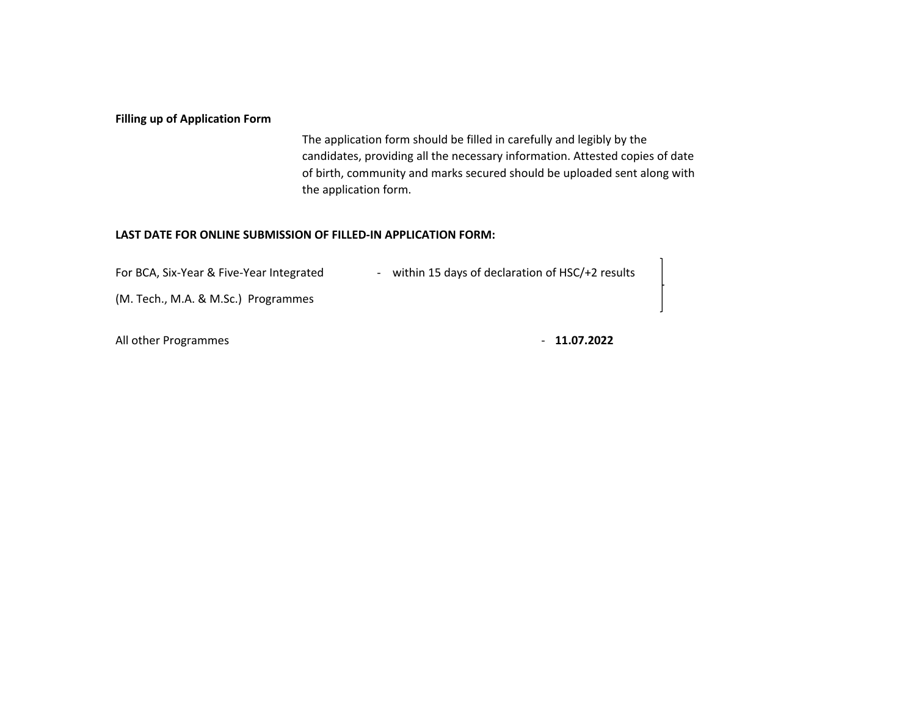**Filling up of Application Form**

The application form should be filled in carefully and legibly by the candidates, providing all the necessary information. Attested copies of date of birth, community and marks secured should be uploaded sent along with the application form.

**LAST DATE FOR ONLINE SUBMISSION OF FILLED-IN APPLICATION FORM:**

For BCA, Six-Year & Five-Year Integrated (M. Tech., M.A. & M.Sc.) Programmes - within 15 days of declaration of HSC/+2 results

All other Programmes - **11.07.2022**